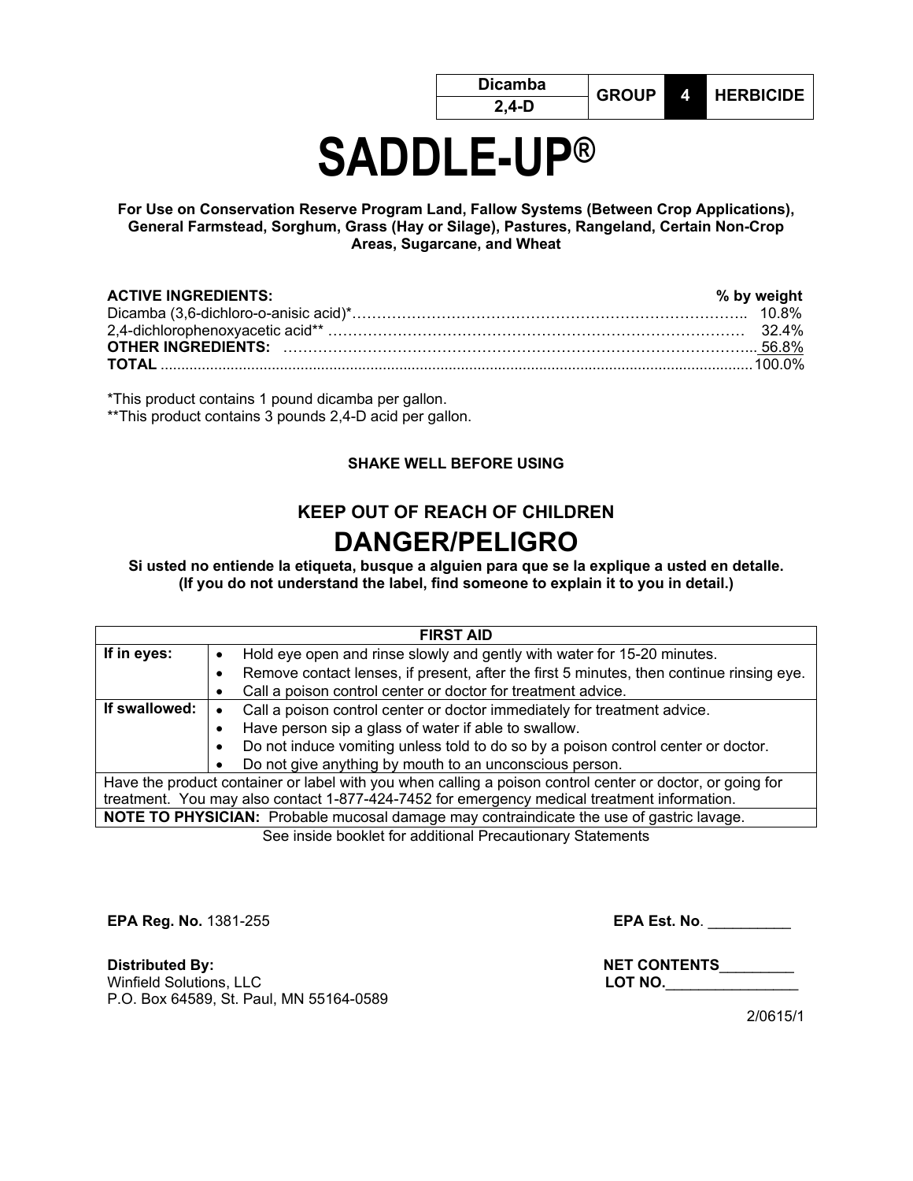| Dicamba | GROUP | 4 | HERBICIDE |
|---|---|---|---|
| 2,4-D | | | |

# SADDLE-UP®

**For Use on Conservation Reserve Program Land, Fallow Systems (Between Crop Applications), General Farmstead, Sorghum, Grass (Hay or Silage), Pastures, Rangeland, Certain Non-Crop Areas, Sugarcane, and Wheat**

| **ACTIVE INGREDIENTS:** | **% by weight** |
|---|---|
| Dicamba (3,6-dichloro-o-anisic acid)* | 10.8% |
| 2,4-dichlorophenoxyacetic acid** | 32.4% |
| **OTHER INGREDIENTS:** | 56.8% |
| **TOTAL** | 100.0% |

*This product contains 1 pound dicamba per gallon.
**This product contains 3 pounds 2,4-D acid per gallon.

**SHAKE WELL BEFORE USING**

## KEEP OUT OF REACH OF CHILDREN

# DANGER/PELIGRO

**Si usted no entiende la etiqueta, busque a alguien para que se la explique a usted en detalle. (If you do not understand the label, find someone to explain it to you in detail.)**

| FIRST AID | |
|---|---|
| **If in eyes:** | • Hold eye open and rinse slowly and gently with water for 15-20 minutes.<br>• Remove contact lenses, if present, after the first 5 minutes, then continue rinsing eye.<br>• Call a poison control center or doctor for treatment advice. |
| **If swallowed:** | • Call a poison control center or doctor immediately for treatment advice.<br>• Have person sip a glass of water if able to swallow.<br>• Do not induce vomiting unless told to do so by a poison control center or doctor.<br>• Do not give anything by mouth to an unconscious person. |
| Have the product container or label with you when calling a poison control center or doctor, or going for treatment. You may also contact 1-877-424-7452 for emergency medical treatment information. | |
| **NOTE TO PHYSICIAN:** Probable mucosal damage may contraindicate the use of gastric lavage. | |

See inside booklet for additional Precautionary Statements

**EPA Reg. No.** 1381-255

**EPA Est. No**. __________

**Distributed By:**
Winfield Solutions, LLC
P.O. Box 64589, St. Paul, MN 55164-0589

**NET CONTENTS**_________
**LOT NO.**________________

2/0615/1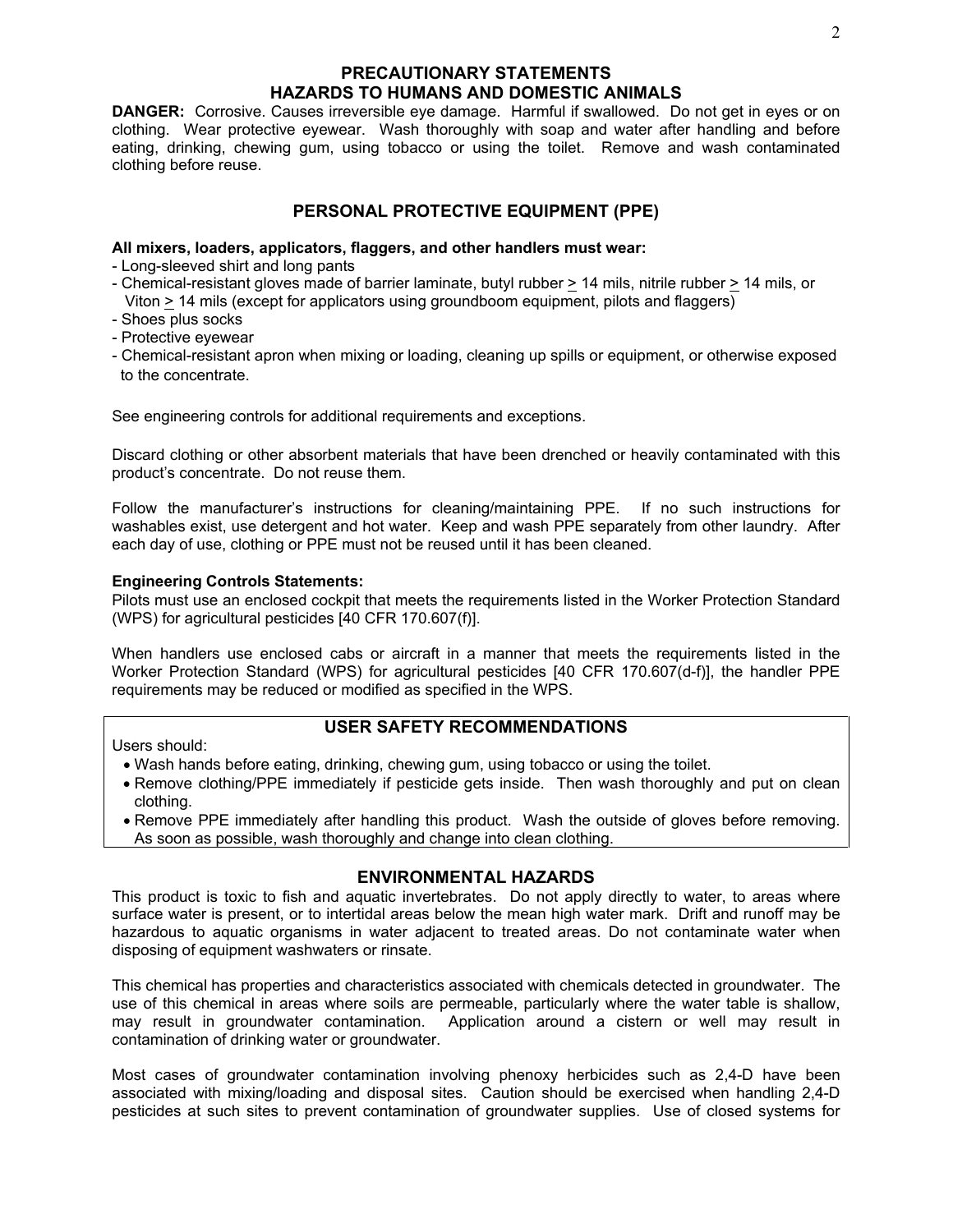## PRECAUTIONARY STATEMENTS
## HAZARDS TO HUMANS AND DOMESTIC ANIMALS

**DANGER:** Corrosive. Causes irreversible eye damage. Harmful if swallowed. Do not get in eyes or on clothing. Wear protective eyewear. Wash thoroughly with soap and water after handling and before eating, drinking, chewing gum, using tobacco or using the toilet. Remove and wash contaminated clothing before reuse.

## PERSONAL PROTECTIVE EQUIPMENT (PPE)

**All mixers, loaders, applicators, flaggers, and other handlers must wear:**

- Long-sleeved shirt and long pants
- Chemical-resistant gloves made of barrier laminate, butyl rubber ≥ 14 mils, nitrile rubber ≥ 14 mils, or Viton ≥ 14 mils (except for applicators using groundboom equipment, pilots and flaggers)
- Shoes plus socks
- Protective eyewear
- Chemical-resistant apron when mixing or loading, cleaning up spills or equipment, or otherwise exposed to the concentrate.

See engineering controls for additional requirements and exceptions.

Discard clothing or other absorbent materials that have been drenched or heavily contaminated with this product's concentrate. Do not reuse them.

Follow the manufacturer's instructions for cleaning/maintaining PPE. If no such instructions for washables exist, use detergent and hot water. Keep and wash PPE separately from other laundry. After each day of use, clothing or PPE must not be reused until it has been cleaned.

**Engineering Controls Statements:**

Pilots must use an enclosed cockpit that meets the requirements listed in the Worker Protection Standard (WPS) for agricultural pesticides [40 CFR 170.607(f)].

When handlers use enclosed cabs or aircraft in a manner that meets the requirements listed in the Worker Protection Standard (WPS) for agricultural pesticides [40 CFR 170.607(d-f)], the handler PPE requirements may be reduced or modified as specified in the WPS.

## USER SAFETY RECOMMENDATIONS

Users should:

- Wash hands before eating, drinking, chewing gum, using tobacco or using the toilet.
- Remove clothing/PPE immediately if pesticide gets inside. Then wash thoroughly and put on clean clothing.
- Remove PPE immediately after handling this product. Wash the outside of gloves before removing. As soon as possible, wash thoroughly and change into clean clothing.

## ENVIRONMENTAL HAZARDS

This product is toxic to fish and aquatic invertebrates. Do not apply directly to water, to areas where surface water is present, or to intertidal areas below the mean high water mark. Drift and runoff may be hazardous to aquatic organisms in water adjacent to treated areas. Do not contaminate water when disposing of equipment washwaters or rinsate.

This chemical has properties and characteristics associated with chemicals detected in groundwater. The use of this chemical in areas where soils are permeable, particularly where the water table is shallow, may result in groundwater contamination. Application around a cistern or well may result in contamination of drinking water or groundwater.

Most cases of groundwater contamination involving phenoxy herbicides such as 2,4-D have been associated with mixing/loading and disposal sites. Caution should be exercised when handling 2,4-D pesticides at such sites to prevent contamination of groundwater supplies. Use of closed systems for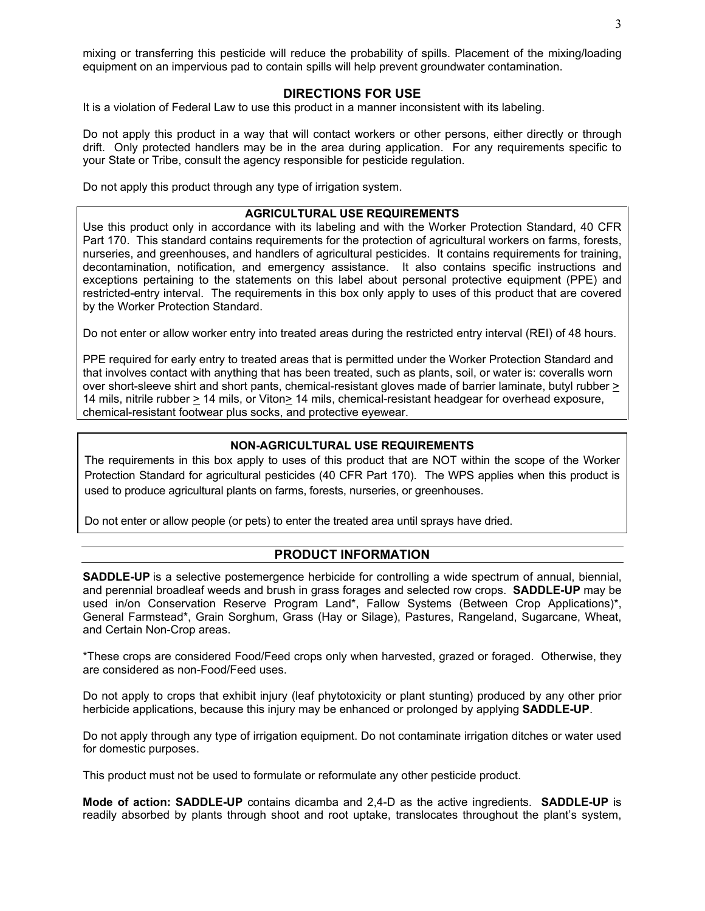mixing or transferring this pesticide will reduce the probability of spills. Placement of the mixing/loading equipment on an impervious pad to contain spills will help prevent groundwater contamination.

## DIRECTIONS FOR USE

It is a violation of Federal Law to use this product in a manner inconsistent with its labeling.

Do not apply this product in a way that will contact workers or other persons, either directly or through drift. Only protected handlers may be in the area during application. For any requirements specific to your State or Tribe, consult the agency responsible for pesticide regulation.

Do not apply this product through any type of irrigation system.

### AGRICULTURAL USE REQUIREMENTS

Use this product only in accordance with its labeling and with the Worker Protection Standard, 40 CFR Part 170. This standard contains requirements for the protection of agricultural workers on farms, forests, nurseries, and greenhouses, and handlers of agricultural pesticides. It contains requirements for training, decontamination, notification, and emergency assistance. It also contains specific instructions and exceptions pertaining to the statements on this label about personal protective equipment (PPE) and restricted-entry interval. The requirements in this box only apply to uses of this product that are covered by the Worker Protection Standard.

Do not enter or allow worker entry into treated areas during the restricted entry interval (REI) of 48 hours.

PPE required for early entry to treated areas that is permitted under the Worker Protection Standard and that involves contact with anything that has been treated, such as plants, soil, or water is: coveralls worn over short-sleeve shirt and short pants, chemical-resistant gloves made of barrier laminate, butyl rubber ≥ 14 mils, nitrile rubber ≥ 14 mils, or Viton≥ 14 mils, chemical-resistant headgear for overhead exposure, chemical-resistant footwear plus socks, and protective eyewear.

### NON-AGRICULTURAL USE REQUIREMENTS

The requirements in this box apply to uses of this product that are NOT within the scope of the Worker Protection Standard for agricultural pesticides (40 CFR Part 170). The WPS applies when this product is used to produce agricultural plants on farms, forests, nurseries, or greenhouses.

Do not enter or allow people (or pets) to enter the treated area until sprays have dried.

## PRODUCT INFORMATION

**SADDLE-UP** is a selective postemergence herbicide for controlling a wide spectrum of annual, biennial, and perennial broadleaf weeds and brush in grass forages and selected row crops. **SADDLE-UP** may be used in/on Conservation Reserve Program Land*, Fallow Systems (Between Crop Applications)*, General Farmstead*, Grain Sorghum, Grass (Hay or Silage), Pastures, Rangeland, Sugarcane, Wheat, and Certain Non-Crop areas.

*These crops are considered Food/Feed crops only when harvested, grazed or foraged. Otherwise, they are considered as non-Food/Feed uses.

Do not apply to crops that exhibit injury (leaf phytotoxicity or plant stunting) produced by any other prior herbicide applications, because this injury may be enhanced or prolonged by applying **SADDLE-UP**.

Do not apply through any type of irrigation equipment. Do not contaminate irrigation ditches or water used for domestic purposes.

This product must not be used to formulate or reformulate any other pesticide product.

**Mode of action: SADDLE-UP** contains dicamba and 2,4-D as the active ingredients. **SADDLE-UP** is readily absorbed by plants through shoot and root uptake, translocates throughout the plant's system,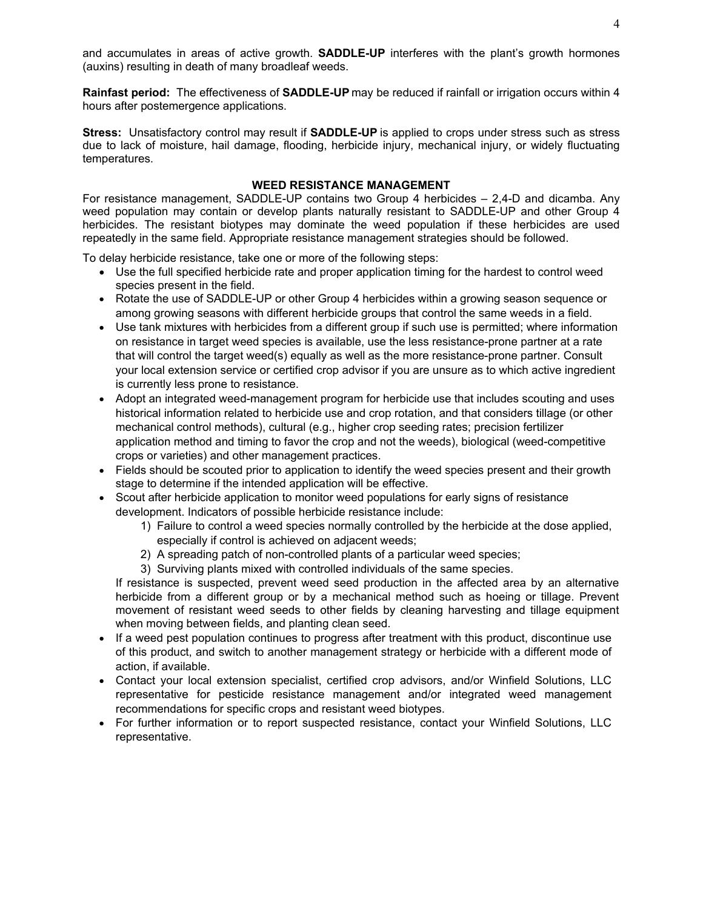and accumulates in areas of active growth. **SADDLE-UP** interferes with the plant's growth hormones (auxins) resulting in death of many broadleaf weeds.

**Rainfast period:** The effectiveness of **SADDLE-UP** may be reduced if rainfall or irrigation occurs within 4 hours after postemergence applications.

**Stress:** Unsatisfactory control may result if **SADDLE-UP** is applied to crops under stress such as stress due to lack of moisture, hail damage, flooding, herbicide injury, mechanical injury, or widely fluctuating temperatures.

## WEED RESISTANCE MANAGEMENT

For resistance management, SADDLE-UP contains two Group 4 herbicides – 2,4-D and dicamba. Any weed population may contain or develop plants naturally resistant to SADDLE-UP and other Group 4 herbicides. The resistant biotypes may dominate the weed population if these herbicides are used repeatedly in the same field. Appropriate resistance management strategies should be followed.

To delay herbicide resistance, take one or more of the following steps:

- Use the full specified herbicide rate and proper application timing for the hardest to control weed species present in the field.
- Rotate the use of SADDLE-UP or other Group 4 herbicides within a growing season sequence or among growing seasons with different herbicide groups that control the same weeds in a field.
- Use tank mixtures with herbicides from a different group if such use is permitted; where information on resistance in target weed species is available, use the less resistance-prone partner at a rate that will control the target weed(s) equally as well as the more resistance-prone partner. Consult your local extension service or certified crop advisor if you are unsure as to which active ingredient is currently less prone to resistance.
- Adopt an integrated weed-management program for herbicide use that includes scouting and uses historical information related to herbicide use and crop rotation, and that considers tillage (or other mechanical control methods), cultural (e.g., higher crop seeding rates; precision fertilizer application method and timing to favor the crop and not the weeds), biological (weed-competitive crops or varieties) and other management practices.
- Fields should be scouted prior to application to identify the weed species present and their growth stage to determine if the intended application will be effective.
- Scout after herbicide application to monitor weed populations for early signs of resistance development. Indicators of possible herbicide resistance include:
    1) Failure to control a weed species normally controlled by the herbicide at the dose applied, especially if control is achieved on adjacent weeds;
    2) A spreading patch of non-controlled plants of a particular weed species;
    3) Surviving plants mixed with controlled individuals of the same species.

  If resistance is suspected, prevent weed seed production in the affected area by an alternative herbicide from a different group or by a mechanical method such as hoeing or tillage. Prevent movement of resistant weed seeds to other fields by cleaning harvesting and tillage equipment when moving between fields, and planting clean seed.
- If a weed pest population continues to progress after treatment with this product, discontinue use of this product, and switch to another management strategy or herbicide with a different mode of action, if available.
- Contact your local extension specialist, certified crop advisors, and/or Winfield Solutions, LLC representative for pesticide resistance management and/or integrated weed management recommendations for specific crops and resistant weed biotypes.
- For further information or to report suspected resistance, contact your Winfield Solutions, LLC representative.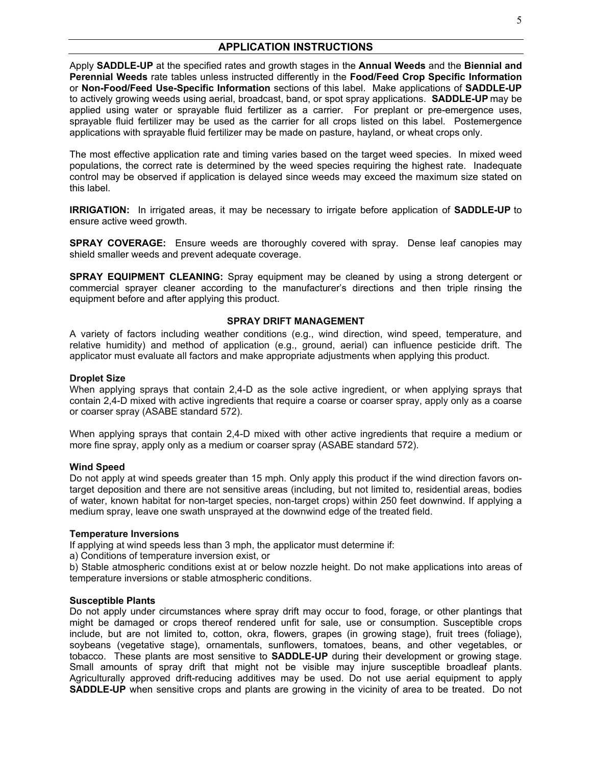## APPLICATION INSTRUCTIONS

Apply **SADDLE-UP** at the specified rates and growth stages in the **Annual Weeds** and the **Biennial and Perennial Weeds** rate tables unless instructed differently in the **Food/Feed Crop Specific Information** or **Non-Food/Feed Use-Specific Information** sections of this label. Make applications of **SADDLE-UP** to actively growing weeds using aerial, broadcast, band, or spot spray applications. **SADDLE-UP** may be applied using water or sprayable fluid fertilizer as a carrier. For preplant or pre-emergence uses, sprayable fluid fertilizer may be used as the carrier for all crops listed on this label. Postemergence applications with sprayable fluid fertilizer may be made on pasture, hayland, or wheat crops only.

The most effective application rate and timing varies based on the target weed species. In mixed weed populations, the correct rate is determined by the weed species requiring the highest rate. Inadequate control may be observed if application is delayed since weeds may exceed the maximum size stated on this label.

**IRRIGATION:** In irrigated areas, it may be necessary to irrigate before application of **SADDLE-UP** to ensure active weed growth.

**SPRAY COVERAGE:** Ensure weeds are thoroughly covered with spray. Dense leaf canopies may shield smaller weeds and prevent adequate coverage.

**SPRAY EQUIPMENT CLEANING:** Spray equipment may be cleaned by using a strong detergent or commercial sprayer cleaner according to the manufacturer's directions and then triple rinsing the equipment before and after applying this product.

### SPRAY DRIFT MANAGEMENT

A variety of factors including weather conditions (e.g., wind direction, wind speed, temperature, and relative humidity) and method of application (e.g., ground, aerial) can influence pesticide drift. The applicator must evaluate all factors and make appropriate adjustments when applying this product.

**Droplet Size**

When applying sprays that contain 2,4-D as the sole active ingredient, or when applying sprays that contain 2,4-D mixed with active ingredients that require a coarse or coarser spray, apply only as a coarse or coarser spray (ASABE standard 572).

When applying sprays that contain 2,4-D mixed with other active ingredients that require a medium or more fine spray, apply only as a medium or coarser spray (ASABE standard 572).

**Wind Speed**

Do not apply at wind speeds greater than 15 mph. Only apply this product if the wind direction favors on-target deposition and there are not sensitive areas (including, but not limited to, residential areas, bodies of water, known habitat for non-target species, non-target crops) within 250 feet downwind. If applying a medium spray, leave one swath unsprayed at the downwind edge of the treated field.

**Temperature Inversions**

If applying at wind speeds less than 3 mph, the applicator must determine if:

a) Conditions of temperature inversion exist, or

b) Stable atmospheric conditions exist at or below nozzle height. Do not make applications into areas of temperature inversions or stable atmospheric conditions.

**Susceptible Plants**

Do not apply under circumstances where spray drift may occur to food, forage, or other plantings that might be damaged or crops thereof rendered unfit for sale, use or consumption. Susceptible crops include, but are not limited to, cotton, okra, flowers, grapes (in growing stage), fruit trees (foliage), soybeans (vegetative stage), ornamentals, sunflowers, tomatoes, beans, and other vegetables, or tobacco. These plants are most sensitive to **SADDLE-UP** during their development or growing stage. Small amounts of spray drift that might not be visible may injure susceptible broadleaf plants. Agriculturally approved drift-reducing additives may be used. Do not use aerial equipment to apply **SADDLE-UP** when sensitive crops and plants are growing in the vicinity of area to be treated. Do not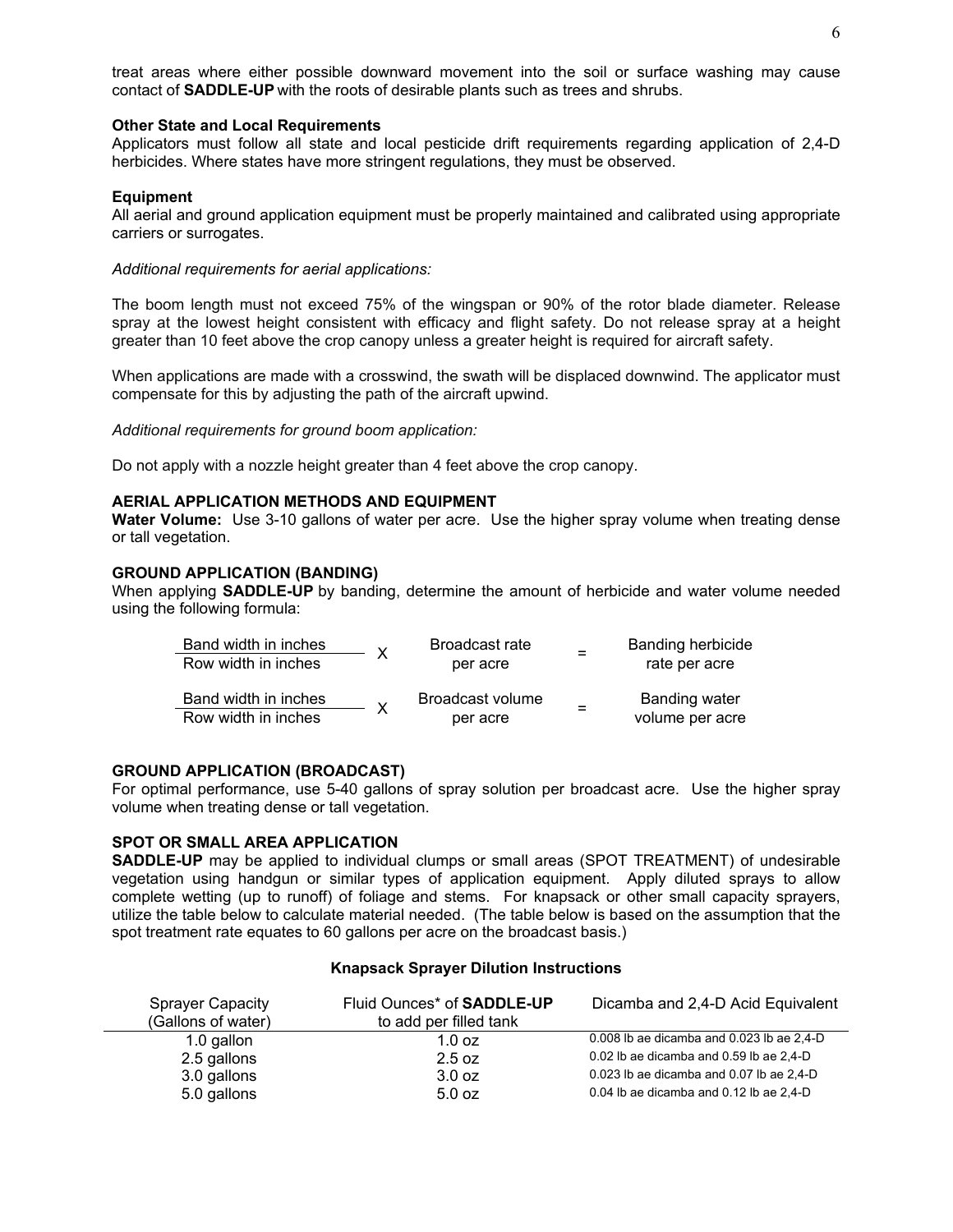treat areas where either possible downward movement into the soil or surface washing may cause contact of **SADDLE-UP** with the roots of desirable plants such as trees and shrubs.

**Other State and Local Requirements**
Applicators must follow all state and local pesticide drift requirements regarding application of 2,4-D herbicides. Where states have more stringent regulations, they must be observed.

**Equipment**
All aerial and ground application equipment must be properly maintained and calibrated using appropriate carriers or surrogates.

*Additional requirements for aerial applications:*

The boom length must not exceed 75% of the wingspan or 90% of the rotor blade diameter. Release spray at the lowest height consistent with efficacy and flight safety. Do not release spray at a height greater than 10 feet above the crop canopy unless a greater height is required for aircraft safety.

When applications are made with a crosswind, the swath will be displaced downwind. The applicator must compensate for this by adjusting the path of the aircraft upwind.

*Additional requirements for ground boom application:*

Do not apply with a nozzle height greater than 4 feet above the crop canopy.

**AERIAL APPLICATION METHODS AND EQUIPMENT**
**Water Volume:** Use 3-10 gallons of water per acre. Use the higher spray volume when treating dense or tall vegetation.

**GROUND APPLICATION (BANDING)**
When applying **SADDLE-UP** by banding, determine the amount of herbicide and water volume needed using the following formula:

$$\frac{\text{Band width in inches}}{\text{Row width in inches}} \times \text{Broadcast rate per acre} = \text{Banding herbicide rate per acre}$$

$$\frac{\text{Band width in inches}}{\text{Row width in inches}} \times \text{Broadcast volume per acre} = \text{Banding water volume per acre}$$

**GROUND APPLICATION (BROADCAST)**
For optimal performance, use 5-40 gallons of spray solution per broadcast acre. Use the higher spray volume when treating dense or tall vegetation.

**SPOT OR SMALL AREA APPLICATION**
**SADDLE-UP** may be applied to individual clumps or small areas (SPOT TREATMENT) of undesirable vegetation using handgun or similar types of application equipment. Apply diluted sprays to allow complete wetting (up to runoff) of foliage and stems. For knapsack or other small capacity sprayers, utilize the table below to calculate material needed. (The table below is based on the assumption that the spot treatment rate equates to 60 gallons per acre on the broadcast basis.)

**Knapsack Sprayer Dilution Instructions**

| Sprayer Capacity (Gallons of water) | Fluid Ounces* of **SADDLE-UP** to add per filled tank | Dicamba and 2,4-D Acid Equivalent |
|---|---|---|
| 1.0 gallon | 1.0 oz | 0.008 lb ae dicamba and 0.023 lb ae 2,4-D |
| 2.5 gallons | 2.5 oz | 0.02 lb ae dicamba and 0.59 lb ae 2,4-D |
| 3.0 gallons | 3.0 oz | 0.023 lb ae dicamba and 0.07 lb ae 2,4-D |
| 5.0 gallons | 5.0 oz | 0.04 lb ae dicamba and 0.12 lb ae 2,4-D |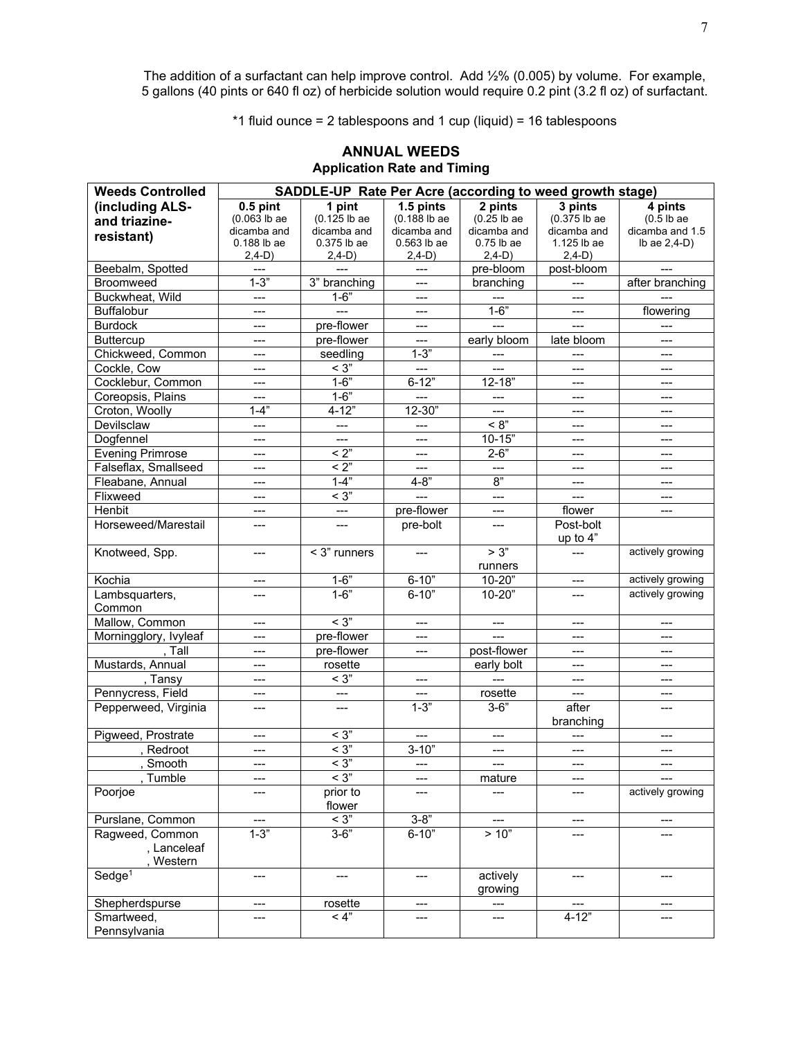The addition of a surfactant can help improve control. Add ½% (0.005) by volume. For example, 5 gallons (40 pints or 640 fl oz) of herbicide solution would require 0.2 pint (3.2 fl oz) of surfactant.

*1 fluid ounce = 2 tablespoons and 1 cup (liquid) = 16 tablespoons

## ANNUAL WEEDS

### Application Rate and Timing

| Weeds Controlled (including ALS- and triazine-resistant) | SADDLE-UP Rate Per Acre (according to weed growth stage) | | | | | |
|---|---|---|---|---|---|---|
| | 0.5 pint (0.063 lb ae dicamba and 0.188 lb ae 2,4-D) | 1 pint (0.125 lb ae dicamba and 0.375 lb ae 2,4-D) | 1.5 pints (0.188 lb ae dicamba and 0.563 lb ae 2,4-D) | 2 pints (0.25 lb ae dicamba and 0.75 lb ae 2,4-D) | 3 pints (0.375 lb ae dicamba and 1.125 lb ae 2,4-D) | 4 pints (0.5 lb ae dicamba and 1.5 lb ae 2,4-D) |
| Beebalm, Spotted | --- | --- | --- | pre-bloom | post-bloom | --- |
| Broomweed | 1-3" | 3" branching | --- | branching | --- | after branching |
| Buckwheat, Wild | --- | 1-6" | --- | --- | --- | --- |
| Buffalobur | --- | --- | --- | 1-6" | --- | flowering |
| Burdock | --- | pre-flower | --- | --- | --- | --- |
| Buttercup | --- | pre-flower | --- | early bloom | late bloom | --- |
| Chickweed, Common | --- | seedling | 1-3" | --- | --- | --- |
| Cockle, Cow | --- | < 3" | --- | --- | --- | --- |
| Cocklebur, Common | --- | 1-6" | 6-12" | 12-18" | --- | --- |
| Coreopsis, Plains | --- | 1-6" | --- | --- | --- | --- |
| Croton, Woolly | 1-4" | 4-12" | 12-30" | --- | --- | --- |
| Devilsclaw | --- | --- | --- | < 8" | --- | --- |
| Dogfennel | --- | --- | --- | 10-15" | --- | --- |
| Evening Primrose | --- | < 2" | --- | 2-6" | --- | --- |
| Falseflax, Smallseed | --- | < 2" | --- | --- | --- | --- |
| Fleabane, Annual | --- | 1-4" | 4-8" | 8" | --- | --- |
| Flixweed | --- | < 3" | --- | --- | --- | --- |
| Henbit | --- | --- | pre-flower | --- | flower | --- |
| Horseweed/Marestail | --- | --- | pre-bolt | --- | Post-bolt up to 4" | |
| Knotweed, Spp. | --- | < 3" runners | --- | > 3" runners | --- | actively growing |
| Kochia | --- | 1-6" | 6-10" | 10-20" | --- | actively growing |
| Lambsquarters, Common | --- | 1-6" | 6-10" | 10-20" | --- | actively growing |
| Mallow, Common | --- | < 3" | --- | --- | --- | --- |
| Morningglory, Ivyleaf | --- | pre-flower | --- | --- | --- | --- |
| , Tall | --- | pre-flower | --- | post-flower | --- | --- |
| Mustards, Annual | --- | rosette | | early bolt | --- | --- |
| , Tansy | --- | < 3" | --- | --- | --- | --- |
| Pennycress, Field | --- | --- | --- | rosette | --- | --- |
| Pepperweed, Virginia | --- | --- | 1-3" | 3-6" | after branching | --- |
| Pigweed, Prostrate | --- | < 3" | --- | --- | --- | --- |
| , Redroot | --- | < 3" | 3-10" | --- | --- | --- |
| , Smooth | --- | < 3" | --- | --- | --- | --- |
| , Tumble | --- | < 3" | --- | mature | --- | --- |
| Poorjoe | --- | prior to flower | --- | --- | --- | actively growing |
| Purslane, Common | --- | < 3" | 3-8" | --- | --- | --- |
| Ragweed, Common , Lanceleaf , Western | 1-3" | 3-6" | 6-10" | > 10" | --- | --- |
| Sedge[1] | --- | --- | --- | actively growing | --- | --- |
| Shepherdspurse | --- | rosette | --- | --- | --- | --- |
| Smartweed, Pennsylvania | --- | < 4" | --- | --- | 4-12" | --- |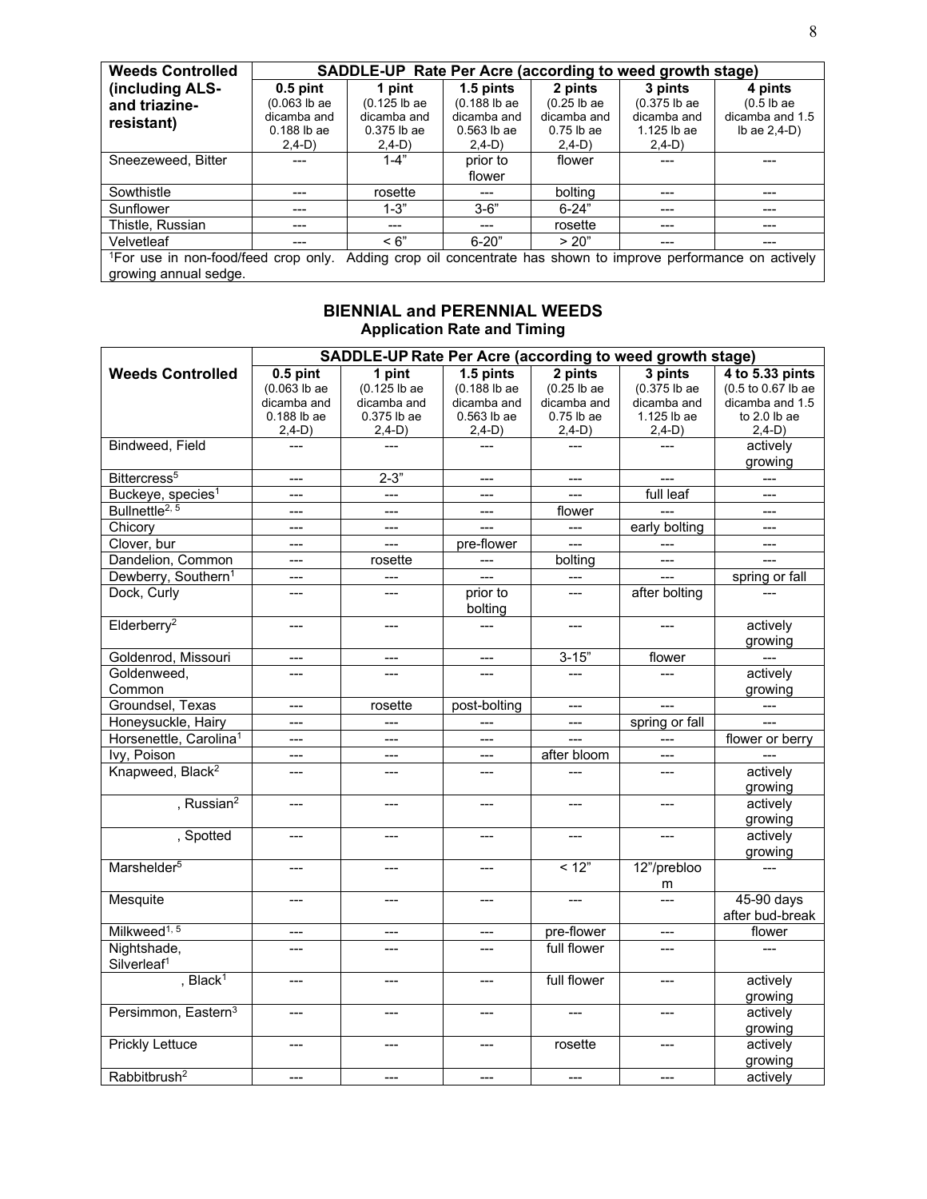| Weeds Controlled (including ALS- and triazine-resistant) | SADDLE-UP Rate Per Acre (according to weed growth stage) | | | | | |
|---|---|---|---|---|---|---|
| | 0.5 pint (0.063 lb ae dicamba and 0.188 lb ae 2,4-D) | 1 pint (0.125 lb ae dicamba and 0.375 lb ae 2,4-D) | 1.5 pints (0.188 lb ae dicamba and 0.563 lb ae 2,4-D) | 2 pints (0.25 lb ae dicamba and 0.75 lb ae 2,4-D) | 3 pints (0.375 lb ae dicamba and 1.125 lb ae 2,4-D) | 4 pints (0.5 lb ae dicamba and 1.5 lb ae 2,4-D) |
| Sneezeweed, Bitter | --- | 1-4" | prior to flower | flower | --- | --- |
| Sowthistle | --- | rosette | --- | bolting | --- | --- |
| Sunflower | --- | 1-3" | 3-6" | 6-24" | --- | --- |
| Thistle, Russian | --- | --- | --- | rosette | --- | --- |
| Velvetleaf | --- | < 6" | 6-20" | > 20" | --- | --- |

[1]For use in non-food/feed crop only. Adding crop oil concentrate has shown to improve performance on actively growing annual sedge.

## BIENNIAL and PERENNIAL WEEDS

### Application Rate and Timing

| Weeds Controlled | SADDLE-UP Rate Per Acre (according to weed growth stage) | | | | | |
|---|---|---|---|---|---|---|
| | 0.5 pint (0.063 lb ae dicamba and 0.188 lb ae 2,4-D) | 1 pint (0.125 lb ae dicamba and 0.375 lb ae 2,4-D) | 1.5 pints (0.188 lb ae dicamba and 0.563 lb ae 2,4-D) | 2 pints (0.25 lb ae dicamba and 0.75 lb ae 2,4-D) | 3 pints (0.375 lb ae dicamba and 1.125 lb ae 2,4-D) | 4 to 5.33 pints (0.5 to 0.67 lb ae dicamba and 1.5 to 2.0 lb ae 2,4-D) |
| Bindweed, Field | --- | --- | --- | --- | --- | actively growing |
| Bittercress[5] | --- | 2-3" | --- | --- | --- | --- |
| Buckeye, species[1] | --- | --- | --- | --- | full leaf | --- |
| Bullnettle[2, 5] | --- | --- | --- | flower | --- | --- |
| Chicory | --- | --- | --- | --- | early bolting | --- |
| Clover, bur | --- | --- | pre-flower | --- | --- | --- |
| Dandelion, Common | --- | rosette | --- | bolting | --- | --- |
| Dewberry, Southern[1] | --- | --- | --- | --- | --- | spring or fall |
| Dock, Curly | --- | --- | prior to bolting | --- | after bolting | --- |
| Elderberry[2] | --- | --- | --- | --- | --- | actively growing |
| Goldenrod, Missouri | --- | --- | --- | 3-15" | flower | --- |
| Goldenweed, Common | --- | --- | --- | --- | --- | actively growing |
| Groundsel, Texas | --- | rosette | post-bolting | --- | --- | --- |
| Honeysuckle, Hairy | --- | --- | --- | --- | spring or fall | --- |
| Horsenettle, Carolina[1] | --- | --- | --- | --- | --- | flower or berry |
| Ivy, Poison | --- | --- | --- | after bloom | --- | --- |
| Knapweed, Black[2] | --- | --- | --- | --- | --- | actively growing |
| , Russian[2] | --- | --- | --- | --- | --- | actively growing |
| , Spotted | --- | --- | --- | --- | --- | actively growing |
| Marshelder[5] | --- | --- | --- | < 12" | 12"/prebloom | --- |
| Mesquite | --- | --- | --- | --- | --- | 45-90 days after bud-break |
| Milkweed[1, 5] | --- | --- | --- | pre-flower | --- | flower |
| Nightshade, Silverleaf[1] | --- | --- | --- | full flower | --- | --- |
| , Black[1] | --- | --- | --- | full flower | --- | actively growing |
| Persimmon, Eastern[3] | --- | --- | --- | --- | --- | actively growing |
| Prickly Lettuce | --- | --- | --- | rosette | --- | actively growing |
| Rabbitbrush[2] | --- | --- | --- | --- | --- | actively |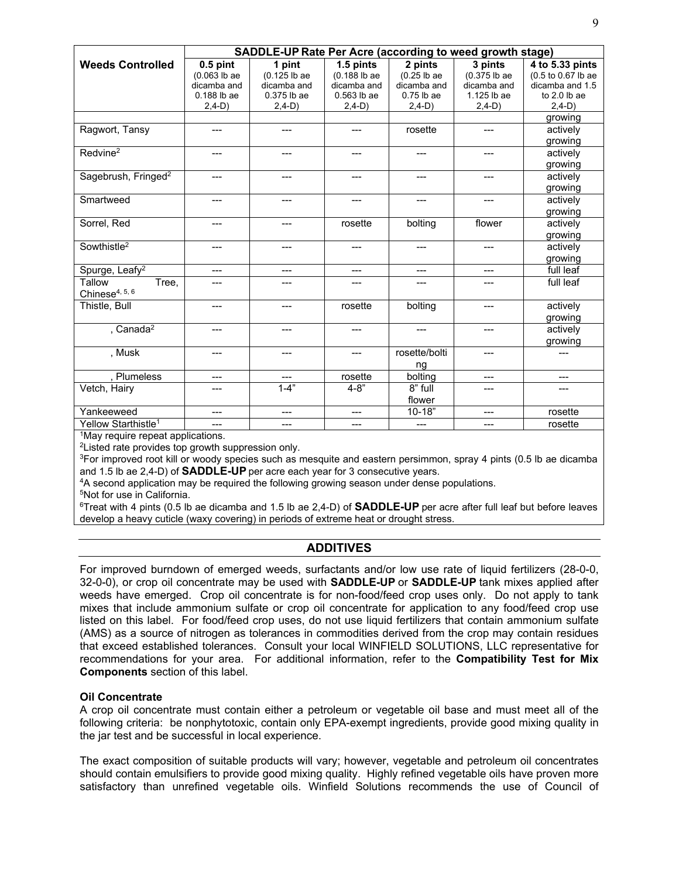| Weeds Controlled | SADDLE-UP Rate Per Acre (according to weed growth stage) | | | | | |
|---|---|---|---|---|---|---|
| | 0.5 pint (0.063 lb ae dicamba and 0.188 lb ae 2,4-D) | 1 pint (0.125 lb ae dicamba and 0.375 lb ae 2,4-D) | 1.5 pints (0.188 lb ae dicamba and 0.563 lb ae 2,4-D) | 2 pints (0.25 lb ae dicamba and 0.75 lb ae 2,4-D) | 3 pints (0.375 lb ae dicamba and 1.125 lb ae 2,4-D) | 4 to 5.33 pints (0.5 to 0.67 lb ae dicamba and 1.5 to 2.0 lb ae 2,4-D) |
| | | | | | | growing |
| Ragwort, Tansy | --- | --- | --- | rosette | --- | actively growing |
| Redvine[2] | --- | --- | --- | --- | --- | actively growing |
| Sagebrush, Fringed[2] | --- | --- | --- | --- | --- | actively growing |
| Smartweed | --- | --- | --- | --- | --- | actively growing |
| Sorrel, Red | --- | --- | rosette | bolting | flower | actively growing |
| Sowthistle[2] | --- | --- | --- | --- | --- | actively growing |
| Spurge, Leafy[2] | --- | --- | --- | --- | --- | full leaf |
| Tallow Tree, Chinese[4, 5, 6] | --- | --- | --- | --- | --- | full leaf |
| Thistle, Bull | --- | --- | rosette | bolting | --- | actively growing |
| , Canada[2] | --- | --- | --- | --- | --- | actively growing |
| , Musk | --- | --- | --- | rosette/bolting | --- | --- |
| , Plumeless | --- | --- | rosette | bolting | --- | --- |
| Vetch, Hairy | --- | 1-4" | 4-8" | 8" full flower | --- | --- |
| Yankeeweed | --- | --- | --- | 10-18" | --- | rosette |
| Yellow Starthistle[1] | --- | --- | --- | --- | --- | rosette |

[1]May require repeat applications.
[2]Listed rate provides top growth suppression only.
[3]For improved root kill or woody species such as mesquite and eastern persimmon, spray 4 pints (0.5 lb ae dicamba and 1.5 lb ae 2,4-D) of **SADDLE-UP** per acre each year for 3 consecutive years.
[4]A second application may be required the following growing season under dense populations.
[5]Not for use in California.
[6]Treat with 4 pints (0.5 lb ae dicamba and 1.5 lb ae 2,4-D) of **SADDLE-UP** per acre after full leaf but before leaves develop a heavy cuticle (waxy covering) in periods of extreme heat or drought stress.

## ADDITIVES

For improved burndown of emerged weeds, surfactants and/or low use rate of liquid fertilizers (28-0-0, 32-0-0), or crop oil concentrate may be used with **SADDLE-UP** or **SADDLE-UP** tank mixes applied after weeds have emerged. Crop oil concentrate is for non-food/feed crop uses only. Do not apply to tank mixes that include ammonium sulfate or crop oil concentrate for application to any food/feed crop use listed on this label. For food/feed crop uses, do not use liquid fertilizers that contain ammonium sulfate (AMS) as a source of nitrogen as tolerances in commodities derived from the crop may contain residues that exceed established tolerances. Consult your local WINFIELD SOLUTIONS, LLC representative for recommendations for your area. For additional information, refer to the **Compatibility Test for Mix Components** section of this label.

**Oil Concentrate**

A crop oil concentrate must contain either a petroleum or vegetable oil base and must meet all of the following criteria: be nonphytotoxic, contain only EPA-exempt ingredients, provide good mixing quality in the jar test and be successful in local experience.

The exact composition of suitable products will vary; however, vegetable and petroleum oil concentrates should contain emulsifiers to provide good mixing quality. Highly refined vegetable oils have proven more satisfactory than unrefined vegetable oils. Winfield Solutions recommends the use of Council of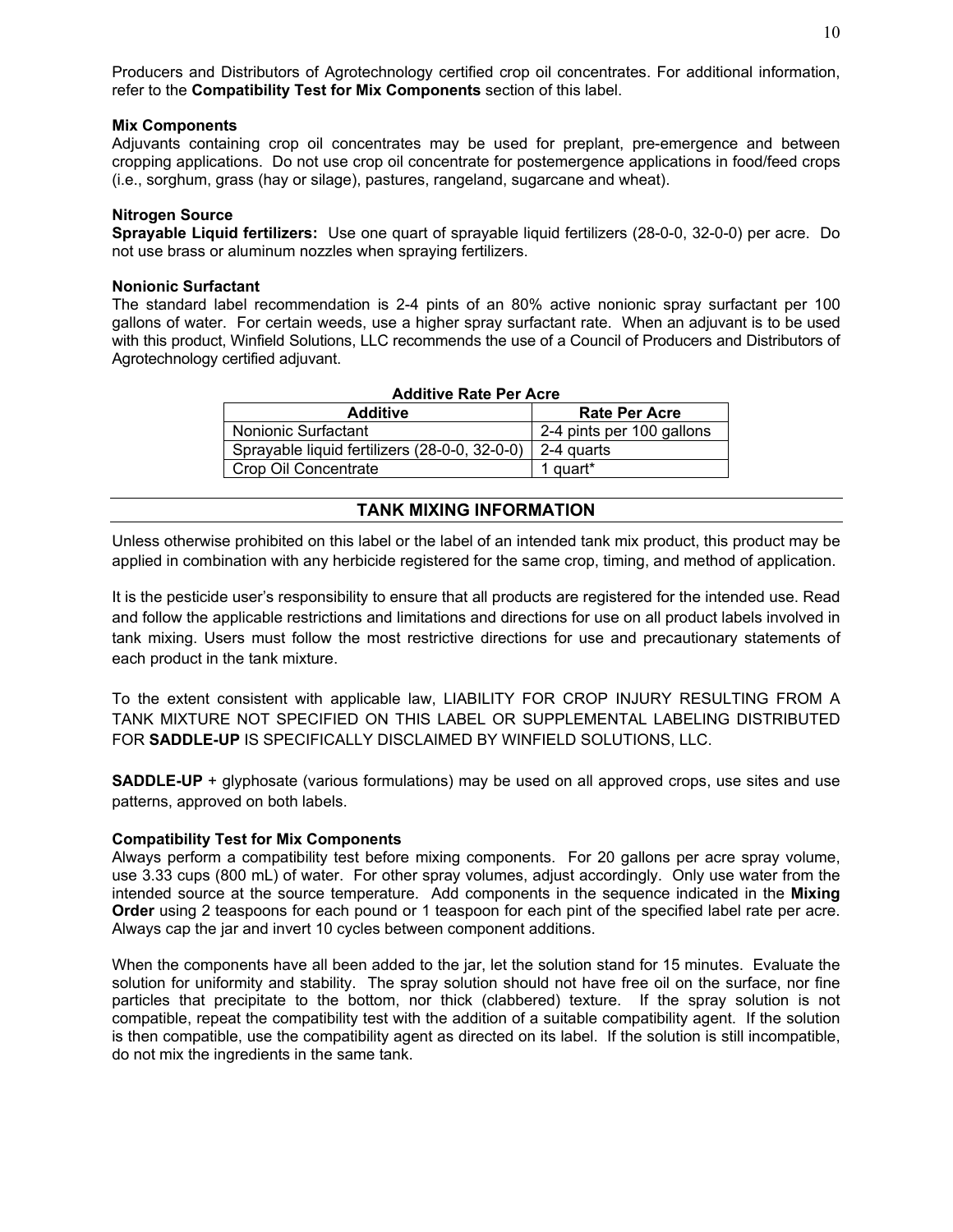Producers and Distributors of Agrotechnology certified crop oil concentrates. For additional information, refer to the **Compatibility Test for Mix Components** section of this label.

**Mix Components**
Adjuvants containing crop oil concentrates may be used for preplant, pre-emergence and between cropping applications. Do not use crop oil concentrate for postemergence applications in food/feed crops (i.e., sorghum, grass (hay or silage), pastures, rangeland, sugarcane and wheat).

**Nitrogen Source**
**Sprayable Liquid fertilizers:** Use one quart of sprayable liquid fertilizers (28-0-0, 32-0-0) per acre. Do not use brass or aluminum nozzles when spraying fertilizers.

**Nonionic Surfactant**
The standard label recommendation is 2-4 pints of an 80% active nonionic spray surfactant per 100 gallons of water. For certain weeds, use a higher spray surfactant rate. When an adjuvant is to be used with this product, Winfield Solutions, LLC recommends the use of a Council of Producers and Distributors of Agrotechnology certified adjuvant.

**Additive Rate Per Acre**

| Additive | Rate Per Acre |
|---|---|
| Nonionic Surfactant | 2-4 pints per 100 gallons |
| Sprayable liquid fertilizers (28-0-0, 32-0-0) | 2-4 quarts |
| Crop Oil Concentrate | 1 quart* |

## TANK MIXING INFORMATION

Unless otherwise prohibited on this label or the label of an intended tank mix product, this product may be applied in combination with any herbicide registered for the same crop, timing, and method of application.

It is the pesticide user's responsibility to ensure that all products are registered for the intended use. Read and follow the applicable restrictions and limitations and directions for use on all product labels involved in tank mixing. Users must follow the most restrictive directions for use and precautionary statements of each product in the tank mixture.

To the extent consistent with applicable law, LIABILITY FOR CROP INJURY RESULTING FROM A TANK MIXTURE NOT SPECIFIED ON THIS LABEL OR SUPPLEMENTAL LABELING DISTRIBUTED FOR **SADDLE-UP** IS SPECIFICALLY DISCLAIMED BY WINFIELD SOLUTIONS, LLC.

**SADDLE-UP** + glyphosate (various formulations) may be used on all approved crops, use sites and use patterns, approved on both labels.

**Compatibility Test for Mix Components**
Always perform a compatibility test before mixing components. For 20 gallons per acre spray volume, use 3.33 cups (800 mL) of water. For other spray volumes, adjust accordingly. Only use water from the intended source at the source temperature. Add components in the sequence indicated in the **Mixing Order** using 2 teaspoons for each pound or 1 teaspoon for each pint of the specified label rate per acre. Always cap the jar and invert 10 cycles between component additions.

When the components have all been added to the jar, let the solution stand for 15 minutes. Evaluate the solution for uniformity and stability. The spray solution should not have free oil on the surface, nor fine particles that precipitate to the bottom, nor thick (clabbered) texture. If the spray solution is not compatible, repeat the compatibility test with the addition of a suitable compatibility agent. If the solution is then compatible, use the compatibility agent as directed on its label. If the solution is still incompatible, do not mix the ingredients in the same tank.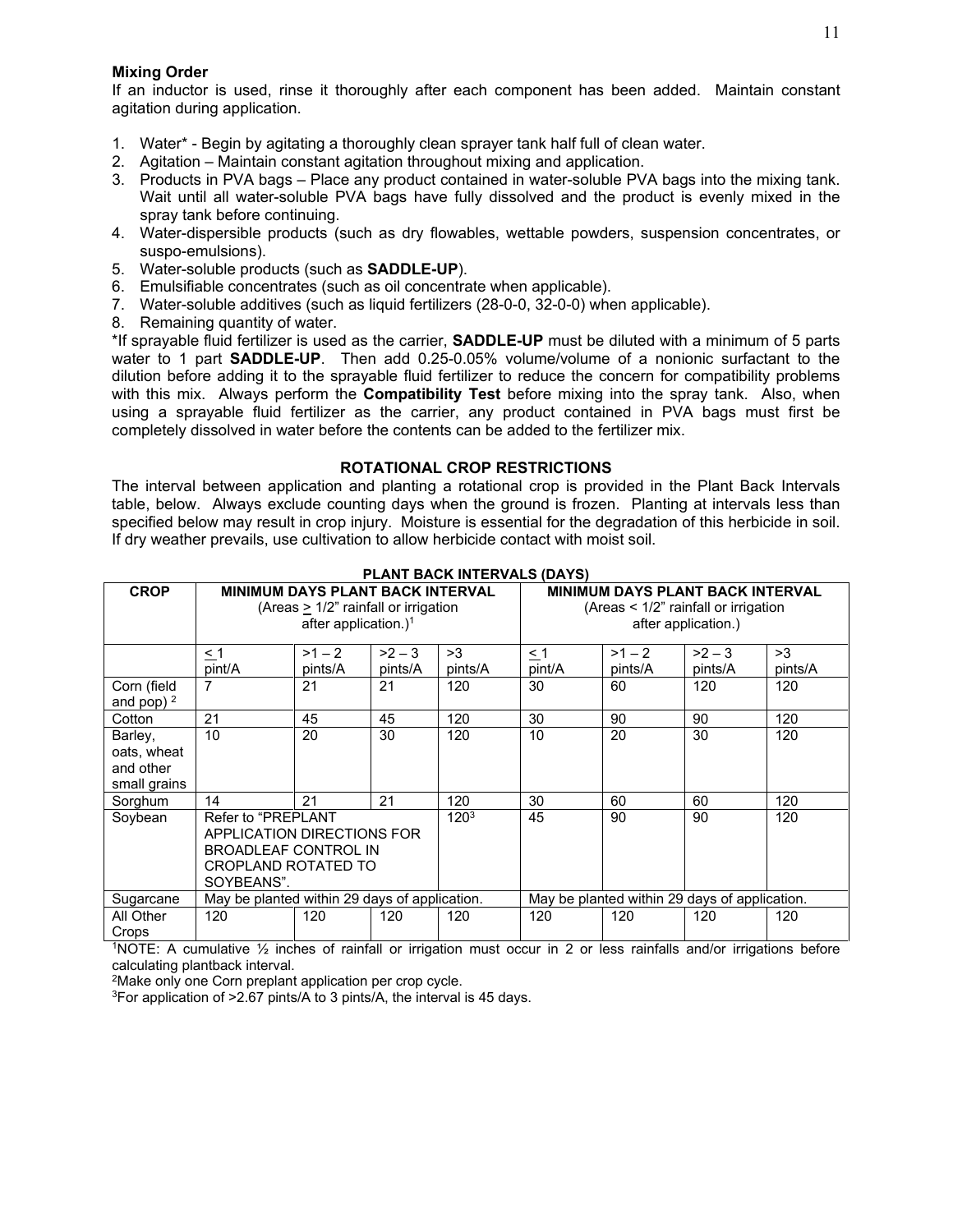**Mixing Order**

If an inductor is used, rinse it thoroughly after each component has been added. Maintain constant agitation during application.

1. Water* - Begin by agitating a thoroughly clean sprayer tank half full of clean water.
2. Agitation – Maintain constant agitation throughout mixing and application.
3. Products in PVA bags – Place any product contained in water-soluble PVA bags into the mixing tank. Wait until all water-soluble PVA bags have fully dissolved and the product is evenly mixed in the spray tank before continuing.
4. Water-dispersible products (such as dry flowables, wettable powders, suspension concentrates, or suspo-emulsions).
5. Water-soluble products (such as **SADDLE-UP**).
6. Emulsifiable concentrates (such as oil concentrate when applicable).
7. Water-soluble additives (such as liquid fertilizers (28-0-0, 32-0-0) when applicable).
8. Remaining quantity of water.

*If sprayable fluid fertilizer is used as the carrier, **SADDLE-UP** must be diluted with a minimum of 5 parts water to 1 part **SADDLE-UP**. Then add 0.25-0.05% volume/volume of a nonionic surfactant to the dilution before adding it to the sprayable fluid fertilizer to reduce the concern for compatibility problems with this mix. Always perform the **Compatibility Test** before mixing into the spray tank. Also, when using a sprayable fluid fertilizer as the carrier, any product contained in PVA bags must first be completely dissolved in water before the contents can be added to the fertilizer mix.

## ROTATIONAL CROP RESTRICTIONS

The interval between application and planting a rotational crop is provided in the Plant Back Intervals table, below. Always exclude counting days when the ground is frozen. Planting at intervals less than specified below may result in crop injury. Moisture is essential for the degradation of this herbicide in soil. If dry weather prevails, use cultivation to allow herbicide contact with moist soil.

**PLANT BACK INTERVALS (DAYS)**

| CROP | MINIMUM DAYS PLANT BACK INTERVAL (Areas ≥ 1/2" rainfall or irrigation after application.)[1] | | | | MINIMUM DAYS PLANT BACK INTERVAL (Areas < 1/2" rainfall or irrigation after application.) | | | |
|---|---|---|---|---|---|---|---|---|
| | ≤ 1 pint/A | >1 – 2 pints/A | >2 – 3 pints/A | >3 pints/A | ≤ 1 pint/A | >1 – 2 pints/A | >2 – 3 pints/A | >3 pints/A |
| Corn (field and pop) [2] | 7 | 21 | 21 | 120 | 30 | 60 | 120 | 120 |
| Cotton | 21 | 45 | 45 | 120 | 30 | 90 | 90 | 120 |
| Barley, oats, wheat and other small grains | 10 | 20 | 30 | 120 | 10 | 20 | 30 | 120 |
| Sorghum | 14 | 21 | 21 | 120 | 30 | 60 | 60 | 120 |
| Soybean | Refer to "PREPLANT APPLICATION DIRECTIONS FOR BROADLEAF CONTROL IN CROPLAND ROTATED TO SOYBEANS". | | | 120[3] | 45 | 90 | 90 | 120 |
| Sugarcane | May be planted within 29 days of application. | | | | May be planted within 29 days of application. | | | |
| All Other Crops | 120 | 120 | 120 | 120 | 120 | 120 | 120 | 120 |

[1]NOTE: A cumulative ½ inches of rainfall or irrigation must occur in 2 or less rainfalls and/or irrigations before calculating plantback interval.

[2]Make only one Corn preplant application per crop cycle.

[3]For application of >2.67 pints/A to 3 pints/A, the interval is 45 days.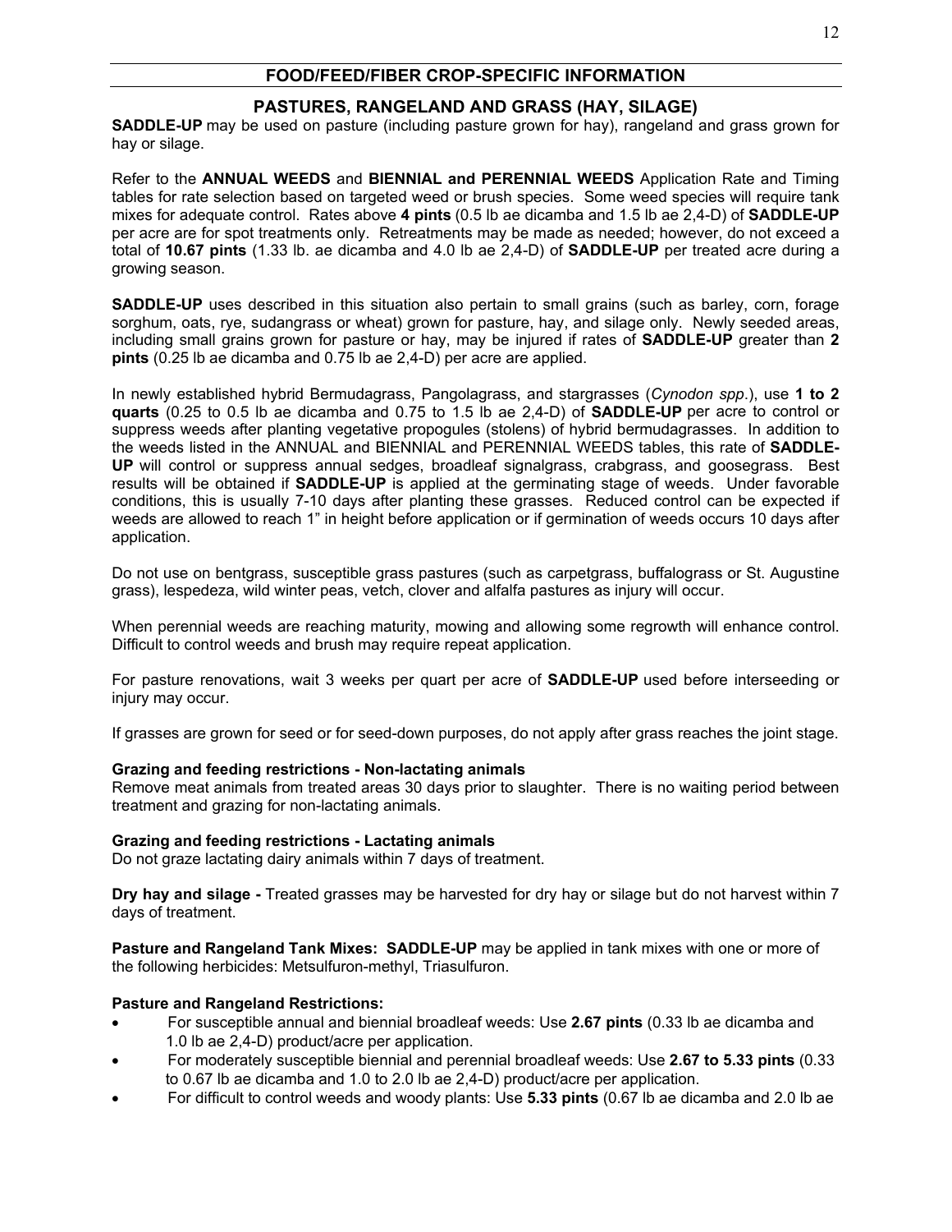## FOOD/FEED/FIBER CROP-SPECIFIC INFORMATION

### PASTURES, RANGELAND AND GRASS (HAY, SILAGE)

**SADDLE-UP** may be used on pasture (including pasture grown for hay), rangeland and grass grown for hay or silage.

Refer to the **ANNUAL WEEDS** and **BIENNIAL and PERENNIAL WEEDS** Application Rate and Timing tables for rate selection based on targeted weed or brush species. Some weed species will require tank mixes for adequate control. Rates above **4 pints** (0.5 lb ae dicamba and 1.5 lb ae 2,4-D) of **SADDLE-UP** per acre are for spot treatments only. Retreatments may be made as needed; however, do not exceed a total of **10.67 pints** (1.33 lb. ae dicamba and 4.0 lb ae 2,4-D) of **SADDLE-UP** per treated acre during a growing season.

**SADDLE-UP** uses described in this situation also pertain to small grains (such as barley, corn, forage sorghum, oats, rye, sudangrass or wheat) grown for pasture, hay, and silage only. Newly seeded areas, including small grains grown for pasture or hay, may be injured if rates of **SADDLE-UP** greater than **2 pints** (0.25 lb ae dicamba and 0.75 lb ae 2,4-D) per acre are applied.

In newly established hybrid Bermudagrass, Pangolagrass, and stargrasses (*Cynodon spp*.), use **1 to 2 quarts** (0.25 to 0.5 lb ae dicamba and 0.75 to 1.5 lb ae 2,4-D) of **SADDLE-UP** per acre to control or suppress weeds after planting vegetative propogules (stolens) of hybrid bermudagrasses. In addition to the weeds listed in the ANNUAL and BIENNIAL and PERENNIAL WEEDS tables, this rate of **SADDLE-UP** will control or suppress annual sedges, broadleaf signalgrass, crabgrass, and goosegrass. Best results will be obtained if **SADDLE-UP** is applied at the germinating stage of weeds. Under favorable conditions, this is usually 7-10 days after planting these grasses. Reduced control can be expected if weeds are allowed to reach 1" in height before application or if germination of weeds occurs 10 days after application.

Do not use on bentgrass, susceptible grass pastures (such as carpetgrass, buffalograss or St. Augustine grass), lespedeza, wild winter peas, vetch, clover and alfalfa pastures as injury will occur.

When perennial weeds are reaching maturity, mowing and allowing some regrowth will enhance control. Difficult to control weeds and brush may require repeat application.

For pasture renovations, wait 3 weeks per quart per acre of **SADDLE-UP** used before interseeding or injury may occur.

If grasses are grown for seed or for seed-down purposes, do not apply after grass reaches the joint stage.

**Grazing and feeding restrictions - Non-lactating animals**
Remove meat animals from treated areas 30 days prior to slaughter. There is no waiting period between treatment and grazing for non-lactating animals.

**Grazing and feeding restrictions - Lactating animals**
Do not graze lactating dairy animals within 7 days of treatment.

**Dry hay and silage -** Treated grasses may be harvested for dry hay or silage but do not harvest within 7 days of treatment.

**Pasture and Rangeland Tank Mixes: SADDLE-UP** may be applied in tank mixes with one or more of the following herbicides: Metsulfuron-methyl, Triasulfuron.

**Pasture and Rangeland Restrictions:**

- For susceptible annual and biennial broadleaf weeds: Use **2.67 pints** (0.33 lb ae dicamba and 1.0 lb ae 2,4-D) product/acre per application.
- For moderately susceptible biennial and perennial broadleaf weeds: Use **2.67 to 5.33 pints** (0.33 to 0.67 lb ae dicamba and 1.0 to 2.0 lb ae 2,4-D) product/acre per application.
- For difficult to control weeds and woody plants: Use **5.33 pints** (0.67 lb ae dicamba and 2.0 lb ae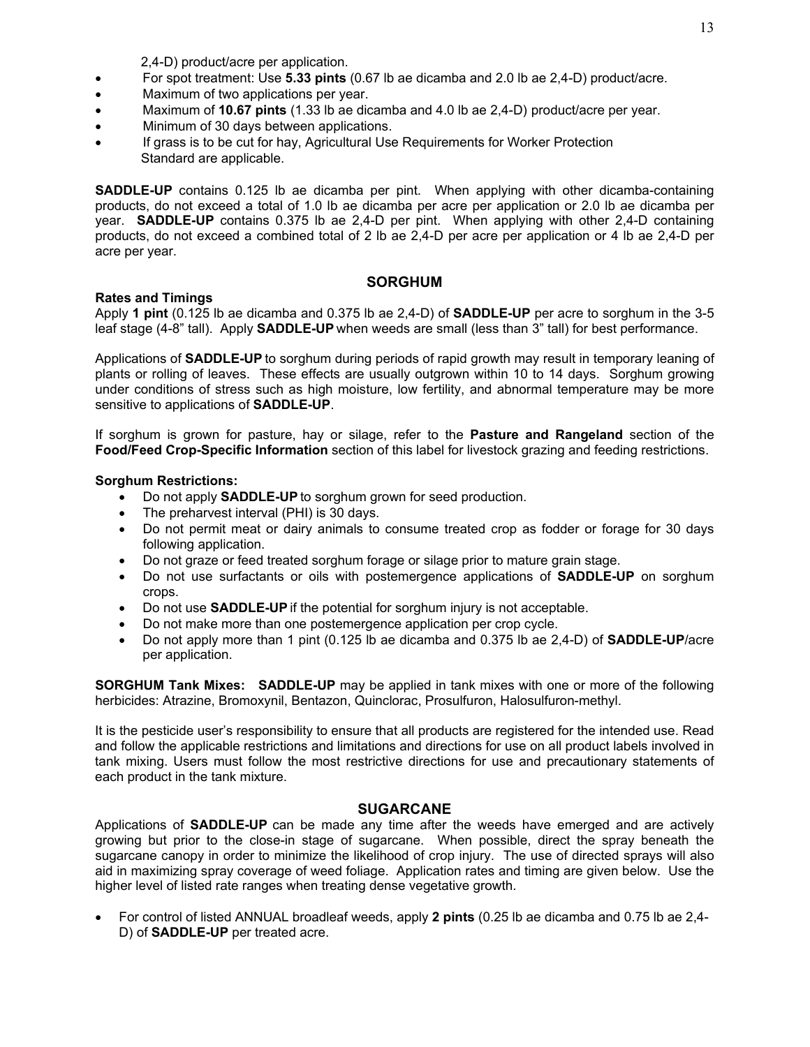2,4-D) product/acre per application.

- For spot treatment: Use **5.33 pints** (0.67 lb ae dicamba and 2.0 lb ae 2,4-D) product/acre.
- Maximum of two applications per year.
- Maximum of **10.67 pints** (1.33 lb ae dicamba and 4.0 lb ae 2,4-D) product/acre per year.
- Minimum of 30 days between applications.
- If grass is to be cut for hay, Agricultural Use Requirements for Worker Protection Standard are applicable.

**SADDLE-UP** contains 0.125 lb ae dicamba per pint. When applying with other dicamba-containing products, do not exceed a total of 1.0 lb ae dicamba per acre per application or 2.0 lb ae dicamba per year. **SADDLE-UP** contains 0.375 lb ae 2,4-D per pint. When applying with other 2,4-D containing products, do not exceed a combined total of 2 lb ae 2,4-D per acre per application or 4 lb ae 2,4-D per acre per year.

## SORGHUM

**Rates and Timings**

Apply **1 pint** (0.125 lb ae dicamba and 0.375 lb ae 2,4-D) of **SADDLE-UP** per acre to sorghum in the 3-5 leaf stage (4-8" tall). Apply **SADDLE-UP** when weeds are small (less than 3" tall) for best performance.

Applications of **SADDLE-UP** to sorghum during periods of rapid growth may result in temporary leaning of plants or rolling of leaves. These effects are usually outgrown within 10 to 14 days. Sorghum growing under conditions of stress such as high moisture, low fertility, and abnormal temperature may be more sensitive to applications of **SADDLE-UP**.

If sorghum is grown for pasture, hay or silage, refer to the **Pasture and Rangeland** section of the **Food/Feed Crop-Specific Information** section of this label for livestock grazing and feeding restrictions.

**Sorghum Restrictions:**

- Do not apply **SADDLE-UP** to sorghum grown for seed production.
- The preharvest interval (PHI) is 30 days.
- Do not permit meat or dairy animals to consume treated crop as fodder or forage for 30 days following application.
- Do not graze or feed treated sorghum forage or silage prior to mature grain stage.
- Do not use surfactants or oils with postemergence applications of **SADDLE-UP** on sorghum crops.
- Do not use **SADDLE-UP** if the potential for sorghum injury is not acceptable.
- Do not make more than one postemergence application per crop cycle.
- Do not apply more than 1 pint (0.125 lb ae dicamba and 0.375 lb ae 2,4-D) of **SADDLE-UP**/acre per application.

**SORGHUM Tank Mixes: SADDLE-UP** may be applied in tank mixes with one or more of the following herbicides: Atrazine, Bromoxynil, Bentazon, Quinclorac, Prosulfuron, Halosulfuron-methyl.

It is the pesticide user's responsibility to ensure that all products are registered for the intended use. Read and follow the applicable restrictions and limitations and directions for use on all product labels involved in tank mixing. Users must follow the most restrictive directions for use and precautionary statements of each product in the tank mixture.

## SUGARCANE

Applications of **SADDLE-UP** can be made any time after the weeds have emerged and are actively growing but prior to the close-in stage of sugarcane. When possible, direct the spray beneath the sugarcane canopy in order to minimize the likelihood of crop injury. The use of directed sprays will also aid in maximizing spray coverage of weed foliage. Application rates and timing are given below. Use the higher level of listed rate ranges when treating dense vegetative growth.

- For control of listed ANNUAL broadleaf weeds, apply **2 pints** (0.25 lb ae dicamba and 0.75 lb ae 2,4-D) of **SADDLE-UP** per treated acre.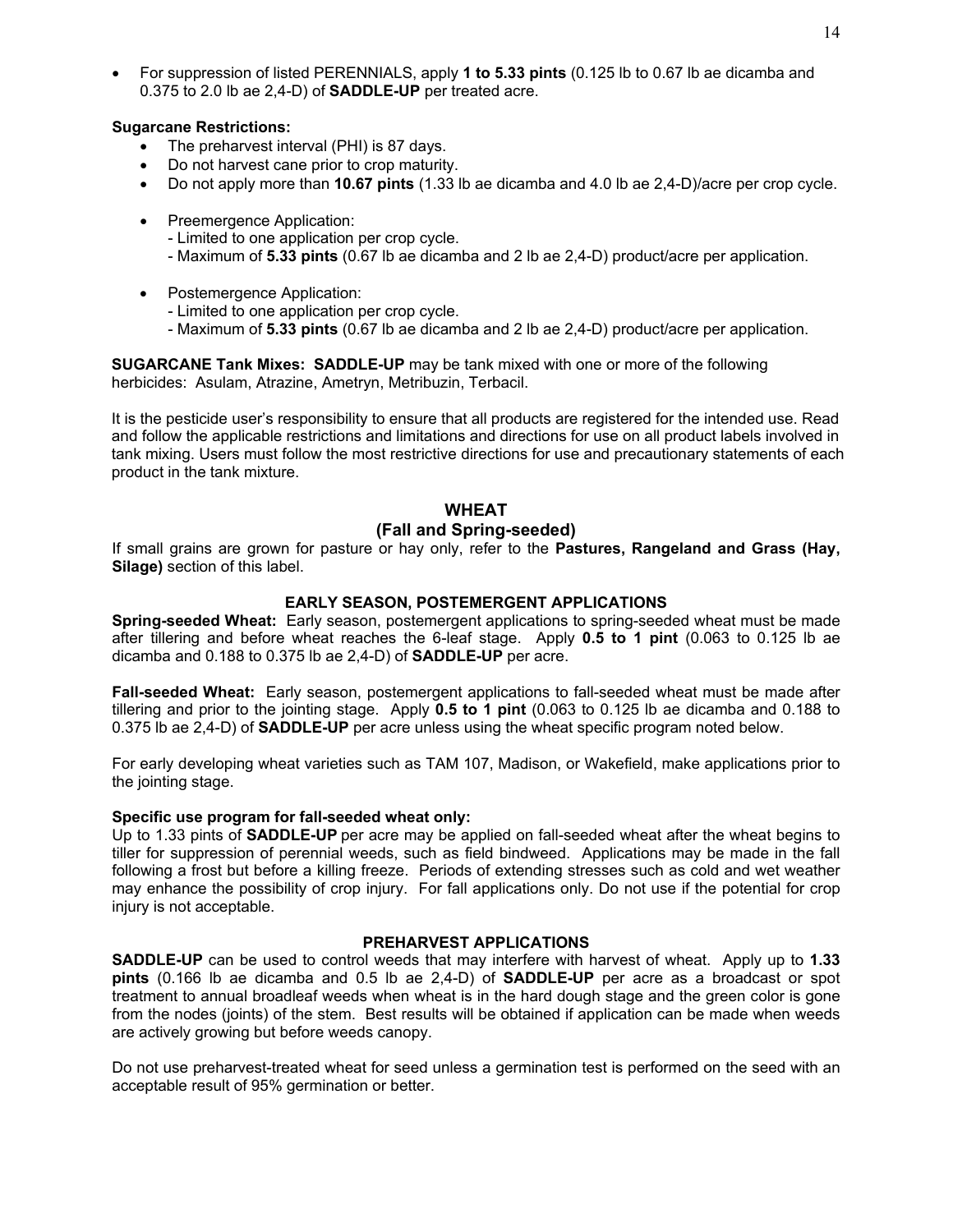- For suppression of listed PERENNIALS, apply **1 to 5.33 pints** (0.125 lb to 0.67 lb ae dicamba and 0.375 to 2.0 lb ae 2,4-D) of **SADDLE-UP** per treated acre.

**Sugarcane Restrictions:**

- The preharvest interval (PHI) is 87 days.
- Do not harvest cane prior to crop maturity.
- Do not apply more than **10.67 pints** (1.33 lb ae dicamba and 4.0 lb ae 2,4-D)/acre per crop cycle.

- Preemergence Application:
  - Limited to one application per crop cycle.
  - Maximum of **5.33 pints** (0.67 lb ae dicamba and 2 lb ae 2,4-D) product/acre per application.

- Postemergence Application:
  - Limited to one application per crop cycle.
  - Maximum of **5.33 pints** (0.67 lb ae dicamba and 2 lb ae 2,4-D) product/acre per application.

**SUGARCANE Tank Mixes:** **SADDLE-UP** may be tank mixed with one or more of the following herbicides: Asulam, Atrazine, Ametryn, Metribuzin, Terbacil.

It is the pesticide user's responsibility to ensure that all products are registered for the intended use. Read and follow the applicable restrictions and limitations and directions for use on all product labels involved in tank mixing. Users must follow the most restrictive directions for use and precautionary statements of each product in the tank mixture.

## WHEAT
### (Fall and Spring-seeded)

If small grains are grown for pasture or hay only, refer to the **Pastures, Rangeland and Grass (Hay, Silage)** section of this label.

#### EARLY SEASON, POSTEMERGENT APPLICATIONS

**Spring-seeded Wheat:** Early season, postemergent applications to spring-seeded wheat must be made after tillering and before wheat reaches the 6-leaf stage. Apply **0.5 to 1 pint** (0.063 to 0.125 lb ae dicamba and 0.188 to 0.375 lb ae 2,4-D) of **SADDLE-UP** per acre.

**Fall-seeded Wheat:** Early season, postemergent applications to fall-seeded wheat must be made after tillering and prior to the jointing stage. Apply **0.5 to 1 pint** (0.063 to 0.125 lb ae dicamba and 0.188 to 0.375 lb ae 2,4-D) of **SADDLE-UP** per acre unless using the wheat specific program noted below.

For early developing wheat varieties such as TAM 107, Madison, or Wakefield, make applications prior to the jointing stage.

**Specific use program for fall-seeded wheat only:**
Up to 1.33 pints of **SADDLE-UP** per acre may be applied on fall-seeded wheat after the wheat begins to tiller for suppression of perennial weeds, such as field bindweed. Applications may be made in the fall following a frost but before a killing freeze. Periods of extending stresses such as cold and wet weather may enhance the possibility of crop injury. For fall applications only. Do not use if the potential for crop injury is not acceptable.

#### PREHARVEST APPLICATIONS

**SADDLE-UP** can be used to control weeds that may interfere with harvest of wheat. Apply up to **1.33 pints** (0.166 lb ae dicamba and 0.5 lb ae 2,4-D) of **SADDLE-UP** per acre as a broadcast or spot treatment to annual broadleaf weeds when wheat is in the hard dough stage and the green color is gone from the nodes (joints) of the stem. Best results will be obtained if application can be made when weeds are actively growing but before weeds canopy.

Do not use preharvest-treated wheat for seed unless a germination test is performed on the seed with an acceptable result of 95% germination or better.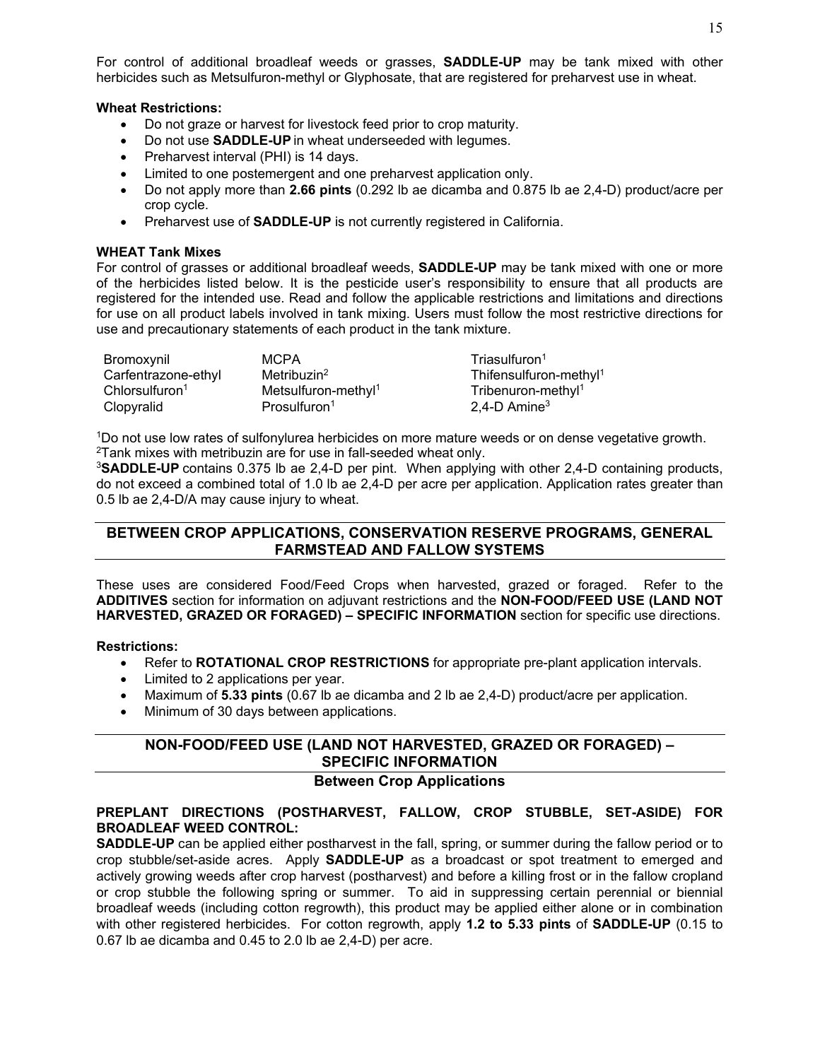For control of additional broadleaf weeds or grasses, **SADDLE-UP** may be tank mixed with other herbicides such as Metsulfuron-methyl or Glyphosate, that are registered for preharvest use in wheat.

**Wheat Restrictions:**

- Do not graze or harvest for livestock feed prior to crop maturity.
- Do not use **SADDLE-UP** in wheat underseeded with legumes.
- Preharvest interval (PHI) is 14 days.
- Limited to one postemergent and one preharvest application only.
- Do not apply more than **2.66 pints** (0.292 lb ae dicamba and 0.875 lb ae 2,4-D) product/acre per crop cycle.
- Preharvest use of **SADDLE-UP** is not currently registered in California.

**WHEAT Tank Mixes**

For control of grasses or additional broadleaf weeds, **SADDLE-UP** may be tank mixed with one or more of the herbicides listed below. It is the pesticide user's responsibility to ensure that all products are registered for the intended use. Read and follow the applicable restrictions and limitations and directions for use on all product labels involved in tank mixing. Users must follow the most restrictive directions for use and precautionary statements of each product in the tank mixture.

| | | |
|---|---|---|
| Bromoxynil | MCPA | Triasulfuron[1] |
| Carfentrazone-ethyl | Metribuzin[2] | Thifensulfuron-methyl[1] |
| Chlorsulfuron[1] | Metsulfuron-methyl[1] | Tribenuron-methyl[1] |
| Clopyralid | Prosulfuron[1] | 2,4-D Amine[3] |

[1]Do not use low rates of sulfonylurea herbicides on more mature weeds or on dense vegetative growth.
[2]Tank mixes with metribuzin are for use in fall-seeded wheat only.
[3]**SADDLE-UP** contains 0.375 lb ae 2,4-D per pint. When applying with other 2,4-D containing products, do not exceed a combined total of 1.0 lb ae 2,4-D per acre per application. Application rates greater than 0.5 lb ae 2,4-D/A may cause injury to wheat.

## BETWEEN CROP APPLICATIONS, CONSERVATION RESERVE PROGRAMS, GENERAL FARMSTEAD AND FALLOW SYSTEMS

These uses are considered Food/Feed Crops when harvested, grazed or foraged. Refer to the **ADDITIVES** section for information on adjuvant restrictions and the **NON-FOOD/FEED USE (LAND NOT HARVESTED, GRAZED OR FORAGED) – SPECIFIC INFORMATION** section for specific use directions.

**Restrictions:**

- Refer to **ROTATIONAL CROP RESTRICTIONS** for appropriate pre-plant application intervals.
- Limited to 2 applications per year.
- Maximum of **5.33 pints** (0.67 lb ae dicamba and 2 lb ae 2,4-D) product/acre per application.
- Minimum of 30 days between applications.

## NON-FOOD/FEED USE (LAND NOT HARVESTED, GRAZED OR FORAGED) – SPECIFIC INFORMATION

### Between Crop Applications

**PREPLANT DIRECTIONS (POSTHARVEST, FALLOW, CROP STUBBLE, SET-ASIDE) FOR BROADLEAF WEED CONTROL:**

**SADDLE-UP** can be applied either postharvest in the fall, spring, or summer during the fallow period or to crop stubble/set-aside acres. Apply **SADDLE-UP** as a broadcast or spot treatment to emerged and actively growing weeds after crop harvest (postharvest) and before a killing frost or in the fallow cropland or crop stubble the following spring or summer. To aid in suppressing certain perennial or biennial broadleaf weeds (including cotton regrowth), this product may be applied either alone or in combination with other registered herbicides. For cotton regrowth, apply **1.2 to 5.33 pints** of **SADDLE-UP** (0.15 to 0.67 lb ae dicamba and 0.45 to 2.0 lb ae 2,4-D) per acre.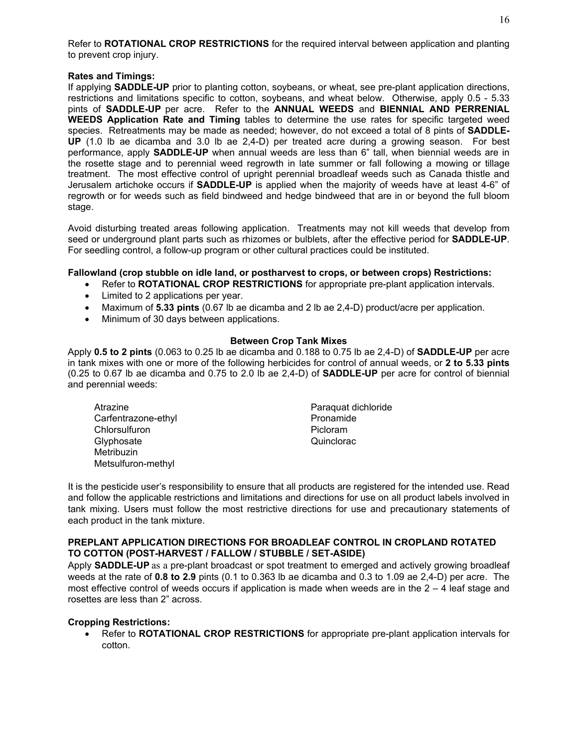Refer to **ROTATIONAL CROP RESTRICTIONS** for the required interval between application and planting to prevent crop injury.

**Rates and Timings:**

If applying **SADDLE-UP** prior to planting cotton, soybeans, or wheat, see pre-plant application directions, restrictions and limitations specific to cotton, soybeans, and wheat below. Otherwise, apply 0.5 - 5.33 pints of **SADDLE-UP** per acre. Refer to the **ANNUAL WEEDS** and **BIENNIAL AND PERRENIAL WEEDS Application Rate and Timing** tables to determine the use rates for specific targeted weed species. Retreatments may be made as needed; however, do not exceed a total of 8 pints of **SADDLE-UP** (1.0 lb ae dicamba and 3.0 lb ae 2,4-D) per treated acre during a growing season. For best performance, apply **SADDLE-UP** when annual weeds are less than 6" tall, when biennial weeds are in the rosette stage and to perennial weed regrowth in late summer or fall following a mowing or tillage treatment. The most effective control of upright perennial broadleaf weeds such as Canada thistle and Jerusalem artichoke occurs if **SADDLE-UP** is applied when the majority of weeds have at least 4-6" of regrowth or for weeds such as field bindweed and hedge bindweed that are in or beyond the full bloom stage.

Avoid disturbing treated areas following application. Treatments may not kill weeds that develop from seed or underground plant parts such as rhizomes or bulblets, after the effective period for **SADDLE-UP**. For seedling control, a follow-up program or other cultural practices could be instituted.

**Fallowland (crop stubble on idle land, or postharvest to crops, or between crops) Restrictions:**

- Refer to **ROTATIONAL CROP RESTRICTIONS** for appropriate pre-plant application intervals.
- Limited to 2 applications per year.
- Maximum of **5.33 pints** (0.67 lb ae dicamba and 2 lb ae 2,4-D) product/acre per application.
- Minimum of 30 days between applications.

**Between Crop Tank Mixes**

Apply **0.5 to 2 pints** (0.063 to 0.25 lb ae dicamba and 0.188 to 0.75 lb ae 2,4-D) of **SADDLE-UP** per acre in tank mixes with one or more of the following herbicides for control of annual weeds, or **2 to 5.33 pints** (0.25 to 0.67 lb ae dicamba and 0.75 to 2.0 lb ae 2,4-D) of **SADDLE-UP** per acre for control of biennial and perennial weeds:

- Atrazine
- Carfentrazone-ethyl
- Chlorsulfuron
- Glyphosate
- Metribuzin
- Metsulfuron-methyl
- Paraquat dichloride
- Pronamide
- Picloram
- Quinclorac

It is the pesticide user's responsibility to ensure that all products are registered for the intended use. Read and follow the applicable restrictions and limitations and directions for use on all product labels involved in tank mixing. Users must follow the most restrictive directions for use and precautionary statements of each product in the tank mixture.

**PREPLANT APPLICATION DIRECTIONS FOR BROADLEAF CONTROL IN CROPLAND ROTATED TO COTTON (POST-HARVEST / FALLOW / STUBBLE / SET-ASIDE)**

Apply **SADDLE-UP** as a pre-plant broadcast or spot treatment to emerged and actively growing broadleaf weeds at the rate of **0.8 to 2.9** pints (0.1 to 0.363 lb ae dicamba and 0.3 to 1.09 ae 2,4-D) per acre. The most effective control of weeds occurs if application is made when weeds are in the 2 – 4 leaf stage and rosettes are less than 2" across.

**Cropping Restrictions:**

- Refer to **ROTATIONAL CROP RESTRICTIONS** for appropriate pre-plant application intervals for cotton.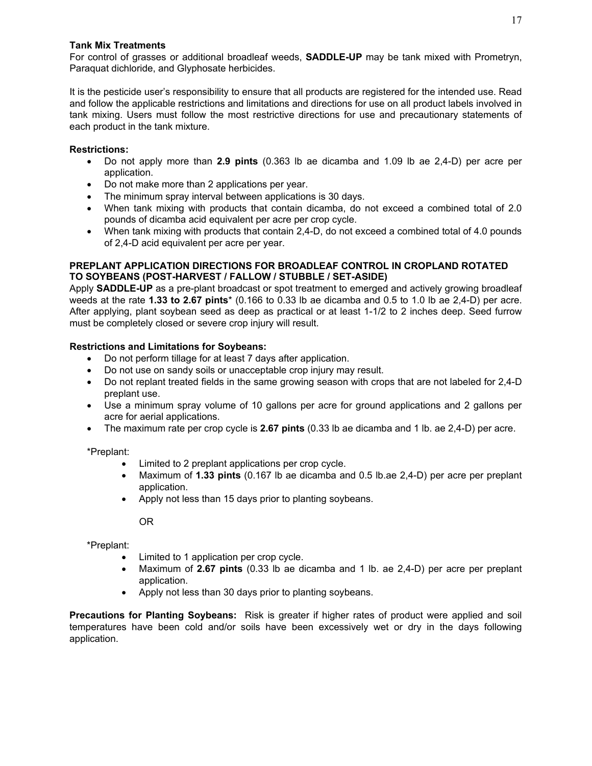**Tank Mix Treatments**
For control of grasses or additional broadleaf weeds, **SADDLE-UP** may be tank mixed with Prometryn, Paraquat dichloride, and Glyphosate herbicides.

It is the pesticide user's responsibility to ensure that all products are registered for the intended use. Read and follow the applicable restrictions and limitations and directions for use on all product labels involved in tank mixing. Users must follow the most restrictive directions for use and precautionary statements of each product in the tank mixture.

**Restrictions:**

- Do not apply more than **2.9 pints** (0.363 lb ae dicamba and 1.09 lb ae 2,4-D) per acre per application.
- Do not make more than 2 applications per year.
- The minimum spray interval between applications is 30 days.
- When tank mixing with products that contain dicamba, do not exceed a combined total of 2.0 pounds of dicamba acid equivalent per acre per crop cycle.
- When tank mixing with products that contain 2,4-D, do not exceed a combined total of 4.0 pounds of 2,4-D acid equivalent per acre per year.

**PREPLANT APPLICATION DIRECTIONS FOR BROADLEAF CONTROL IN CROPLAND ROTATED TO SOYBEANS (POST-HARVEST / FALLOW / STUBBLE / SET-ASIDE)**
Apply **SADDLE-UP** as a pre-plant broadcast or spot treatment to emerged and actively growing broadleaf weeds at the rate **1.33 to 2.67 pints*** (0.166 to 0.33 lb ae dicamba and 0.5 to 1.0 lb ae 2,4-D) per acre. After applying, plant soybean seed as deep as practical or at least 1-1/2 to 2 inches deep. Seed furrow must be completely closed or severe crop injury will result.

**Restrictions and Limitations for Soybeans:**

- Do not perform tillage for at least 7 days after application.
- Do not use on sandy soils or unacceptable crop injury may result.
- Do not replant treated fields in the same growing season with crops that are not labeled for 2,4-D preplant use.
- Use a minimum spray volume of 10 gallons per acre for ground applications and 2 gallons per acre for aerial applications.
- The maximum rate per crop cycle is **2.67 pints** (0.33 lb ae dicamba and 1 lb. ae 2,4-D) per acre.

*Preplant:

- Limited to 2 preplant applications per crop cycle.
- Maximum of **1.33 pints** (0.167 lb ae dicamba and 0.5 lb.ae 2,4-D) per acre per preplant application.
- Apply not less than 15 days prior to planting soybeans.

OR

*Preplant:

- Limited to 1 application per crop cycle.
- Maximum of **2.67 pints** (0.33 lb ae dicamba and 1 lb. ae 2,4-D) per acre per preplant application.
- Apply not less than 30 days prior to planting soybeans.

**Precautions for Planting Soybeans:** Risk is greater if higher rates of product were applied and soil temperatures have been cold and/or soils have been excessively wet or dry in the days following application.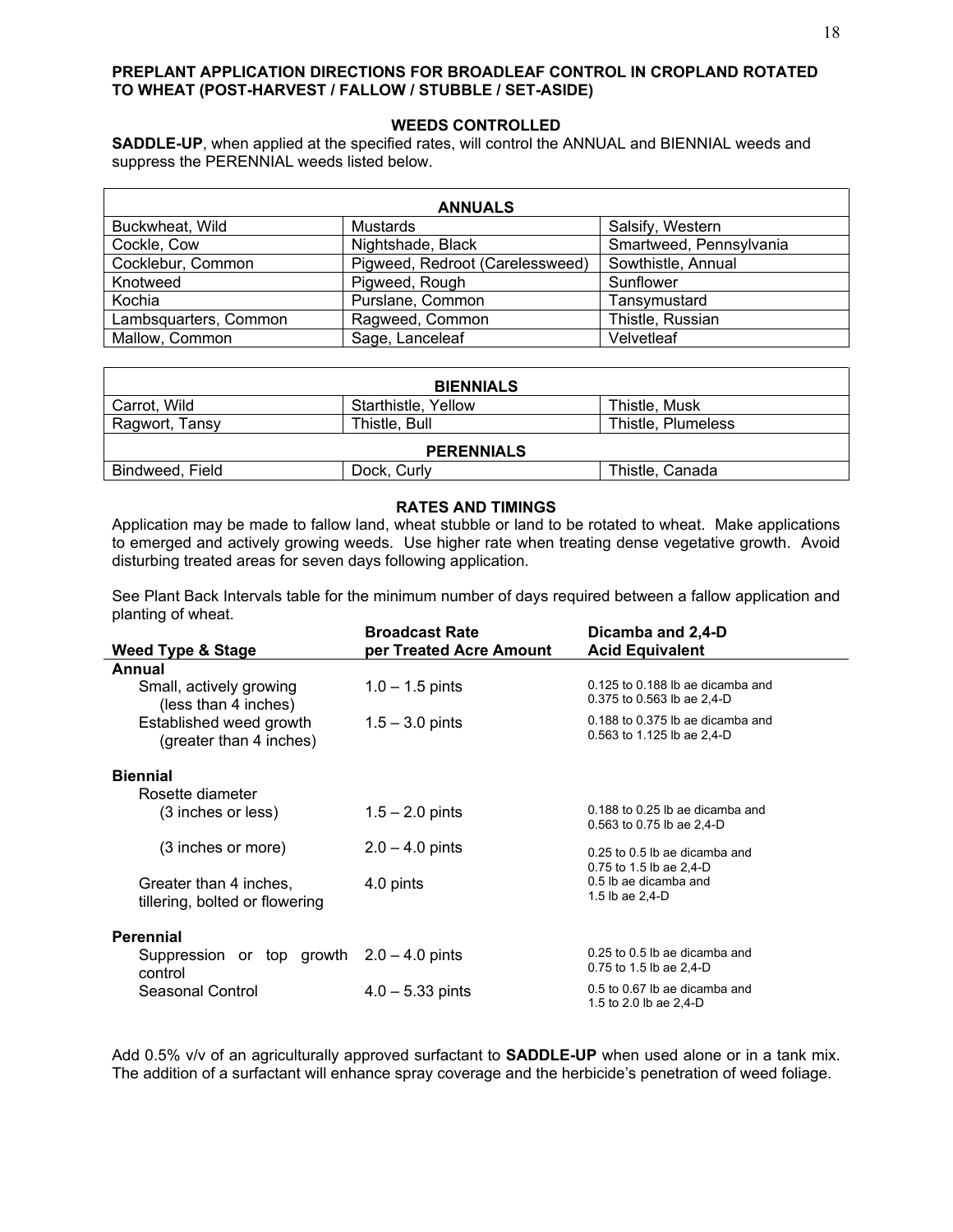## PREPLANT APPLICATION DIRECTIONS FOR BROADLEAF CONTROL IN CROPLAND ROTATED TO WHEAT (POST-HARVEST / FALLOW / STUBBLE / SET-ASIDE)

### WEEDS CONTROLLED

**SADDLE-UP**, when applied at the specified rates, will control the ANNUAL and BIENNIAL weeds and suppress the PERENNIAL weeds listed below.

| ANNUALS | | |
|---|---|---|
| Buckwheat, Wild | Mustards | Salsify, Western |
| Cockle, Cow | Nightshade, Black | Smartweed, Pennsylvania |
| Cocklebur, Common | Pigweed, Redroot (Carelessweed) | Sowthistle, Annual |
| Knotweed | Pigweed, Rough | Sunflower |
| Kochia | Purslane, Common | Tansymustard |
| Lambsquarters, Common | Ragweed, Common | Thistle, Russian |
| Mallow, Common | Sage, Lanceleaf | Velvetleaf |

| BIENNIALS | | |
|---|---|---|
| Carrot, Wild | Starthistle, Yellow | Thistle, Musk |
| Ragwort, Tansy | Thistle, Bull | Thistle, Plumeless |
| **PERENNIALS** | | |
| Bindweed, Field | Dock, Curly | Thistle, Canada |

### RATES AND TIMINGS

Application may be made to fallow land, wheat stubble or land to be rotated to wheat. Make applications to emerged and actively growing weeds. Use higher rate when treating dense vegetative growth. Avoid disturbing treated areas for seven days following application.

See Plant Back Intervals table for the minimum number of days required between a fallow application and planting of wheat.

| Weed Type & Stage | Broadcast Rate per Treated Acre Amount | Dicamba and 2,4-D Acid Equivalent |
|---|---|---|
| **Annual** | | |
| Small, actively growing (less than 4 inches) | 1.0 – 1.5 pints | 0.125 to 0.188 lb ae dicamba and 0.375 to 0.563 lb ae 2,4-D |
| Established weed growth (greater than 4 inches) | 1.5 – 3.0 pints | 0.188 to 0.375 lb ae dicamba and 0.563 to 1.125 lb ae 2,4-D |
| **Biennial** | | |
| Rosette diameter | | |
| (3 inches or less) | 1.5 – 2.0 pints | 0.188 to 0.25 lb ae dicamba and 0.563 to 0.75 lb ae 2,4-D |
| (3 inches or more) | 2.0 – 4.0 pints | 0.25 to 0.5 lb ae dicamba and 0.75 to 1.5 lb ae 2,4-D |
| Greater than 4 inches, tillering, bolted or flowering | 4.0 pints | 0.5 lb ae dicamba and 1.5 lb ae 2,4-D |
| **Perennial** | | |
| Suppression or top growth control | 2.0 – 4.0 pints | 0.25 to 0.5 lb ae dicamba and 0.75 to 1.5 lb ae 2,4-D |
| Seasonal Control | 4.0 – 5.33 pints | 0.5 to 0.67 lb ae dicamba and 1.5 to 2.0 lb ae 2,4-D |

Add 0.5% v/v of an agriculturally approved surfactant to **SADDLE-UP** when used alone or in a tank mix. The addition of a surfactant will enhance spray coverage and the herbicide's penetration of weed foliage.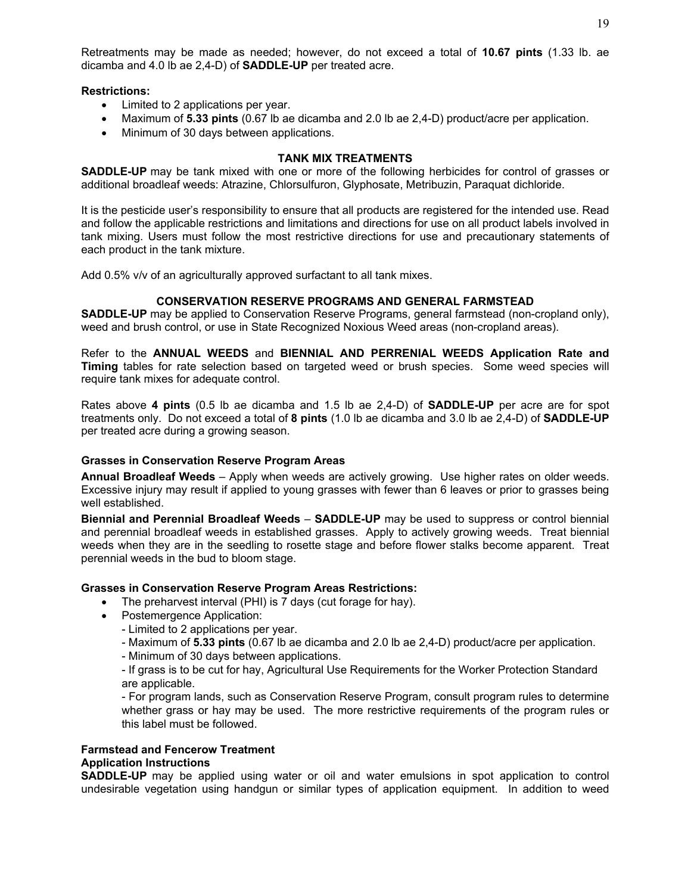Retreatments may be made as needed; however, do not exceed a total of **10.67 pints** (1.33 lb. ae dicamba and 4.0 lb ae 2,4-D) of **SADDLE-UP** per treated acre.

**Restrictions:**

- Limited to 2 applications per year.
- Maximum of **5.33 pints** (0.67 lb ae dicamba and 2.0 lb ae 2,4-D) product/acre per application.
- Minimum of 30 days between applications.

### TANK MIX TREATMENTS

**SADDLE-UP** may be tank mixed with one or more of the following herbicides for control of grasses or additional broadleaf weeds: Atrazine, Chlorsulfuron, Glyphosate, Metribuzin, Paraquat dichloride.

It is the pesticide user's responsibility to ensure that all products are registered for the intended use. Read and follow the applicable restrictions and limitations and directions for use on all product labels involved in tank mixing. Users must follow the most restrictive directions for use and precautionary statements of each product in the tank mixture.

Add 0.5% v/v of an agriculturally approved surfactant to all tank mixes.

### CONSERVATION RESERVE PROGRAMS AND GENERAL FARMSTEAD

**SADDLE-UP** may be applied to Conservation Reserve Programs, general farmstead (non-cropland only), weed and brush control, or use in State Recognized Noxious Weed areas (non-cropland areas).

Refer to the **ANNUAL WEEDS** and **BIENNIAL AND PERRENIAL WEEDS Application Rate and Timing** tables for rate selection based on targeted weed or brush species. Some weed species will require tank mixes for adequate control.

Rates above **4 pints** (0.5 lb ae dicamba and 1.5 lb ae 2,4-D) of **SADDLE-UP** per acre are for spot treatments only. Do not exceed a total of **8 pints** (1.0 lb ae dicamba and 3.0 lb ae 2,4-D) of **SADDLE-UP** per treated acre during a growing season.

#### Grasses in Conservation Reserve Program Areas

**Annual Broadleaf Weeds** – Apply when weeds are actively growing. Use higher rates on older weeds. Excessive injury may result if applied to young grasses with fewer than 6 leaves or prior to grasses being well established.

**Biennial and Perennial Broadleaf Weeds** – **SADDLE-UP** may be used to suppress or control biennial and perennial broadleaf weeds in established grasses. Apply to actively growing weeds. Treat biennial weeds when they are in the seedling to rosette stage and before flower stalks become apparent. Treat perennial weeds in the bud to bloom stage.

#### Grasses in Conservation Reserve Program Areas Restrictions:

- The preharvest interval (PHI) is 7 days (cut forage for hay).
- Postemergence Application:
  - Limited to 2 applications per year.
  - Maximum of **5.33 pints** (0.67 lb ae dicamba and 2.0 lb ae 2,4-D) product/acre per application.
  - Minimum of 30 days between applications.
  - If grass is to be cut for hay, Agricultural Use Requirements for the Worker Protection Standard are applicable.
  - For program lands, such as Conservation Reserve Program, consult program rules to determine whether grass or hay may be used. The more restrictive requirements of the program rules or this label must be followed.

#### Farmstead and Fencerow Treatment

**Application Instructions**

**SADDLE-UP** may be applied using water or oil and water emulsions in spot application to control undesirable vegetation using handgun or similar types of application equipment. In addition to weed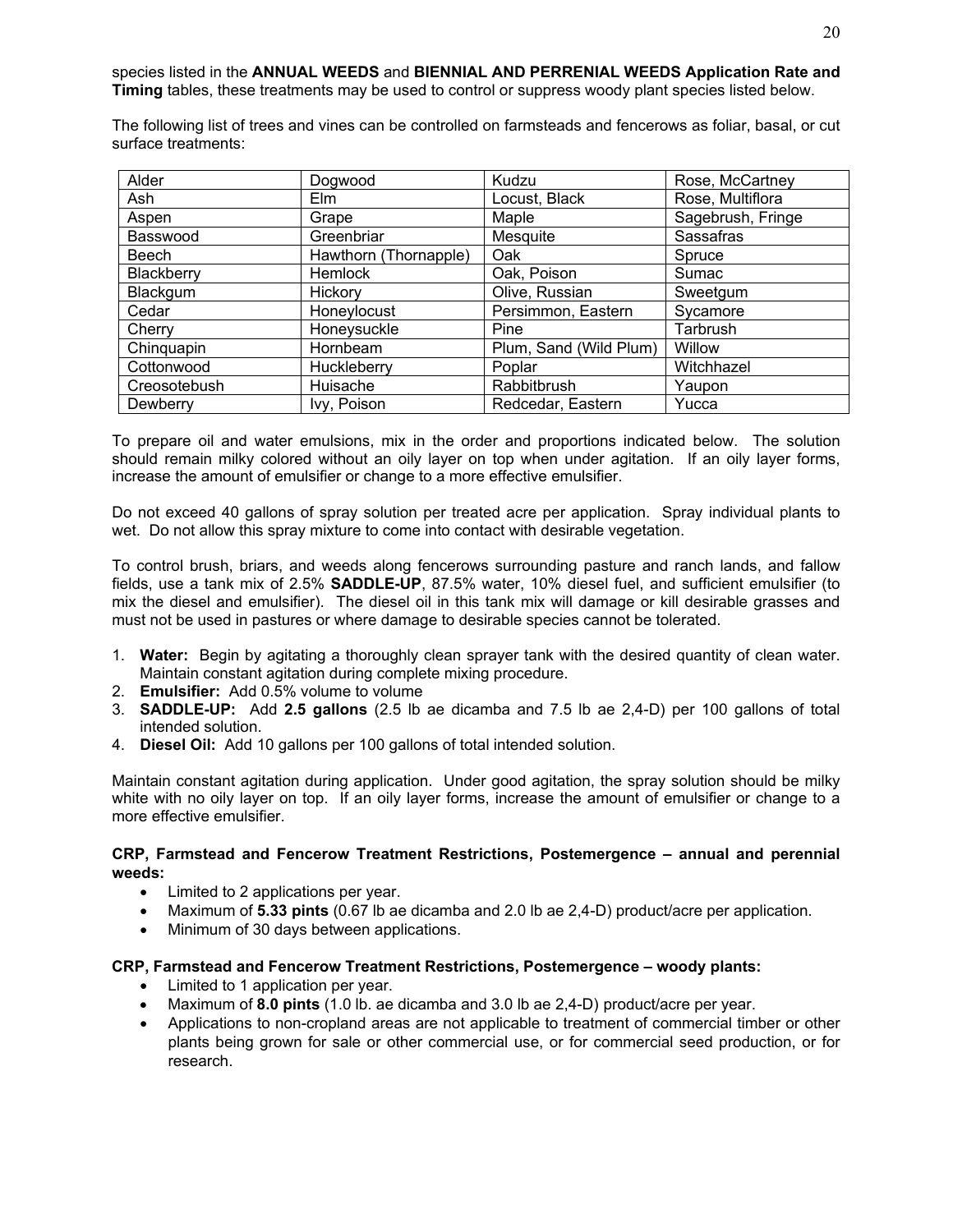species listed in the **ANNUAL WEEDS** and **BIENNIAL AND PERRENIAL WEEDS Application Rate and Timing** tables, these treatments may be used to control or suppress woody plant species listed below.

The following list of trees and vines can be controlled on farmsteads and fencerows as foliar, basal, or cut surface treatments:

| Alder | Dogwood | Kudzu | Rose, McCartney |
|---|---|---|---|
| Ash | Elm | Locust, Black | Rose, Multiflora |
| Aspen | Grape | Maple | Sagebrush, Fringe |
| Basswood | Greenbriar | Mesquite | Sassafras |
| Beech | Hawthorn (Thornapple) | Oak | Spruce |
| Blackberry | Hemlock | Oak, Poison | Sumac |
| Blackgum | Hickory | Olive, Russian | Sweetgum |
| Cedar | Honeylocust | Persimmon, Eastern | Sycamore |
| Cherry | Honeysuckle | Pine | Tarbrush |
| Chinquapin | Hornbeam | Plum, Sand (Wild Plum) | Willow |
| Cottonwood | Huckleberry | Poplar | Witchhazel |
| Creosotebush | Huisache | Rabbitbrush | Yaupon |
| Dewberry | Ivy, Poison | Redcedar, Eastern | Yucca |

To prepare oil and water emulsions, mix in the order and proportions indicated below. The solution should remain milky colored without an oily layer on top when under agitation. If an oily layer forms, increase the amount of emulsifier or change to a more effective emulsifier.

Do not exceed 40 gallons of spray solution per treated acre per application. Spray individual plants to wet. Do not allow this spray mixture to come into contact with desirable vegetation.

To control brush, briars, and weeds along fencerows surrounding pasture and ranch lands, and fallow fields, use a tank mix of 2.5% **SADDLE-UP**, 87.5% water, 10% diesel fuel, and sufficient emulsifier (to mix the diesel and emulsifier). The diesel oil in this tank mix will damage or kill desirable grasses and must not be used in pastures or where damage to desirable species cannot be tolerated.

1. **Water:** Begin by agitating a thoroughly clean sprayer tank with the desired quantity of clean water. Maintain constant agitation during complete mixing procedure.
2. **Emulsifier:** Add 0.5% volume to volume
3. **SADDLE-UP:** Add **2.5 gallons** (2.5 lb ae dicamba and 7.5 lb ae 2,4-D) per 100 gallons of total intended solution.
4. **Diesel Oil:** Add 10 gallons per 100 gallons of total intended solution.

Maintain constant agitation during application. Under good agitation, the spray solution should be milky white with no oily layer on top. If an oily layer forms, increase the amount of emulsifier or change to a more effective emulsifier.

**CRP, Farmstead and Fencerow Treatment Restrictions, Postemergence – annual and perennial weeds:**

- Limited to 2 applications per year.
- Maximum of **5.33 pints** (0.67 lb ae dicamba and 2.0 lb ae 2,4-D) product/acre per application.
- Minimum of 30 days between applications.

**CRP, Farmstead and Fencerow Treatment Restrictions, Postemergence – woody plants:**

- Limited to 1 application per year.
- Maximum of **8.0 pints** (1.0 lb. ae dicamba and 3.0 lb ae 2,4-D) product/acre per year.
- Applications to non-cropland areas are not applicable to treatment of commercial timber or other plants being grown for sale or other commercial use, or for commercial seed production, or for research.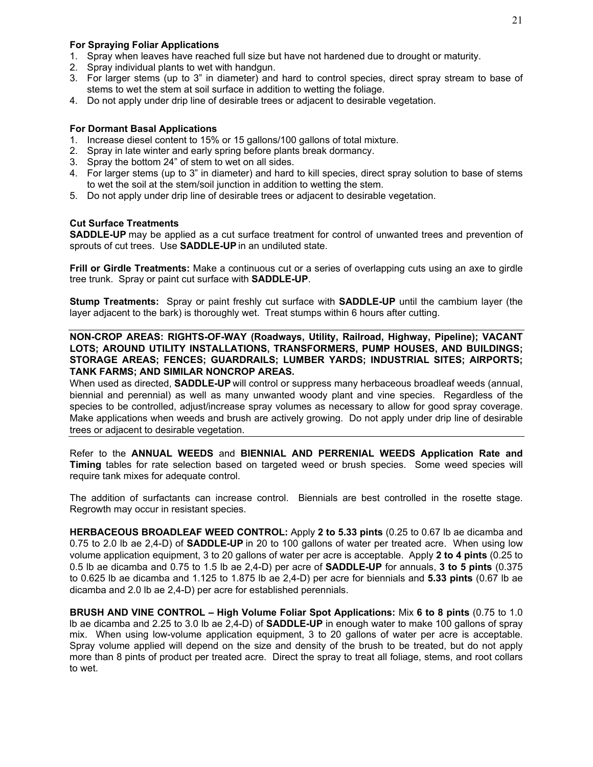**For Spraying Foliar Applications**

1. Spray when leaves have reached full size but have not hardened due to drought or maturity.
2. Spray individual plants to wet with handgun.
3. For larger stems (up to 3" in diameter) and hard to control species, direct spray stream to base of stems to wet the stem at soil surface in addition to wetting the foliage.
4. Do not apply under drip line of desirable trees or adjacent to desirable vegetation.

**For Dormant Basal Applications**

1. Increase diesel content to 15% or 15 gallons/100 gallons of total mixture.
2. Spray in late winter and early spring before plants break dormancy.
3. Spray the bottom 24" of stem to wet on all sides.
4. For larger stems (up to 3" in diameter) and hard to kill species, direct spray solution to base of stems to wet the soil at the stem/soil junction in addition to wetting the stem.
5. Do not apply under drip line of desirable trees or adjacent to desirable vegetation.

**Cut Surface Treatments**

**SADDLE-UP** may be applied as a cut surface treatment for control of unwanted trees and prevention of sprouts of cut trees. Use **SADDLE-UP** in an undiluted state.

**Frill or Girdle Treatments:** Make a continuous cut or a series of overlapping cuts using an axe to girdle tree trunk. Spray or paint cut surface with **SADDLE-UP**.

**Stump Treatments:** Spray or paint freshly cut surface with **SADDLE-UP** until the cambium layer (the layer adjacent to the bark) is thoroughly wet. Treat stumps within 6 hours after cutting.

---

**NON-CROP AREAS: RIGHTS-OF-WAY (Roadways, Utility, Railroad, Highway, Pipeline); VACANT LOTS; AROUND UTILITY INSTALLATIONS, TRANSFORMERS, PUMP HOUSES, AND BUILDINGS; STORAGE AREAS; FENCES; GUARDRAILS; LUMBER YARDS; INDUSTRIAL SITES; AIRPORTS; TANK FARMS; AND SIMILAR NONCROP AREAS.**

When used as directed, **SADDLE-UP** will control or suppress many herbaceous broadleaf weeds (annual, biennial and perennial) as well as many unwanted woody plant and vine species. Regardless of the species to be controlled, adjust/increase spray volumes as necessary to allow for good spray coverage. Make applications when weeds and brush are actively growing. Do not apply under drip line of desirable trees or adjacent to desirable vegetation.

---

Refer to the **ANNUAL WEEDS** and **BIENNIAL AND PERRENIAL WEEDS Application Rate and Timing** tables for rate selection based on targeted weed or brush species. Some weed species will require tank mixes for adequate control.

The addition of surfactants can increase control. Biennials are best controlled in the rosette stage. Regrowth may occur in resistant species.

**HERBACEOUS BROADLEAF WEED CONTROL:** Apply **2 to 5.33 pints** (0.25 to 0.67 lb ae dicamba and 0.75 to 2.0 lb ae 2,4-D) of **SADDLE-UP** in 20 to 100 gallons of water per treated acre. When using low volume application equipment, 3 to 20 gallons of water per acre is acceptable. Apply **2 to 4 pints** (0.25 to 0.5 lb ae dicamba and 0.75 to 1.5 lb ae 2,4-D) per acre of **SADDLE-UP** for annuals, **3 to 5 pints** (0.375 to 0.625 lb ae dicamba and 1.125 to 1.875 lb ae 2,4-D) per acre for biennials and **5.33 pints** (0.67 lb ae dicamba and 2.0 lb ae 2,4-D) per acre for established perennials.

**BRUSH AND VINE CONTROL – High Volume Foliar Spot Applications:** Mix **6 to 8 pints** (0.75 to 1.0 lb ae dicamba and 2.25 to 3.0 lb ae 2,4-D) of **SADDLE-UP** in enough water to make 100 gallons of spray mix. When using low-volume application equipment, 3 to 20 gallons of water per acre is acceptable. Spray volume applied will depend on the size and density of the brush to be treated, but do not apply more than 8 pints of product per treated acre. Direct the spray to treat all foliage, stems, and root collars to wet.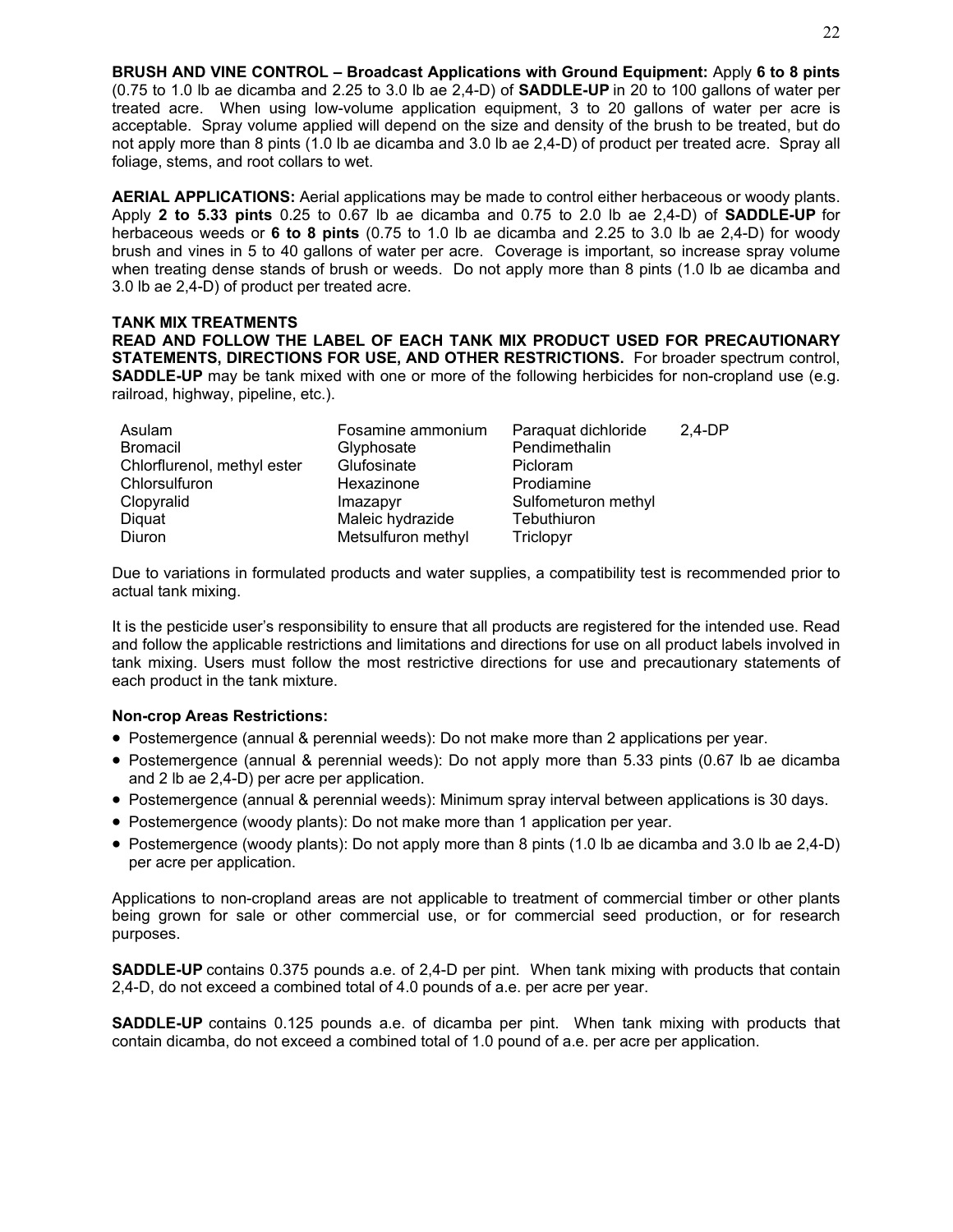**BRUSH AND VINE CONTROL – Broadcast Applications with Ground Equipment:** Apply **6 to 8 pints** (0.75 to 1.0 lb ae dicamba and 2.25 to 3.0 lb ae 2,4-D) of **SADDLE-UP** in 20 to 100 gallons of water per treated acre. When using low-volume application equipment, 3 to 20 gallons of water per acre is acceptable. Spray volume applied will depend on the size and density of the brush to be treated, but do not apply more than 8 pints (1.0 lb ae dicamba and 3.0 lb ae 2,4-D) of product per treated acre. Spray all foliage, stems, and root collars to wet.

**AERIAL APPLICATIONS:** Aerial applications may be made to control either herbaceous or woody plants. Apply **2 to 5.33 pints** 0.25 to 0.67 lb ae dicamba and 0.75 to 2.0 lb ae 2,4-D) of **SADDLE-UP** for herbaceous weeds or **6 to 8 pints** (0.75 to 1.0 lb ae dicamba and 2.25 to 3.0 lb ae 2,4-D) for woody brush and vines in 5 to 40 gallons of water per acre. Coverage is important, so increase spray volume when treating dense stands of brush or weeds. Do not apply more than 8 pints (1.0 lb ae dicamba and 3.0 lb ae 2,4-D) of product per treated acre.

**TANK MIX TREATMENTS**

**READ AND FOLLOW THE LABEL OF EACH TANK MIX PRODUCT USED FOR PRECAUTIONARY STATEMENTS, DIRECTIONS FOR USE, AND OTHER RESTRICTIONS.** For broader spectrum control, **SADDLE-UP** may be tank mixed with one or more of the following herbicides for non-cropland use (e.g. railroad, highway, pipeline, etc.).

| | | | |
|---|---|---|---|
| Asulam | Fosamine ammonium | Paraquat dichloride | 2,4-DP |
| Bromacil | Glyphosate | Pendimethalin | |
| Chlorflurenol, methyl ester | Glufosinate | Picloram | |
| Chlorsulfuron | Hexazinone | Prodiamine | |
| Clopyralid | Imazapyr | Sulfometuron methyl | |
| Diquat | Maleic hydrazide | Tebuthiuron | |
| Diuron | Metsulfuron methyl | Triclopyr | |

Due to variations in formulated products and water supplies, a compatibility test is recommended prior to actual tank mixing.

It is the pesticide user's responsibility to ensure that all products are registered for the intended use. Read and follow the applicable restrictions and limitations and directions for use on all product labels involved in tank mixing. Users must follow the most restrictive directions for use and precautionary statements of each product in the tank mixture.

**Non-crop Areas Restrictions:**

- Postemergence (annual & perennial weeds): Do not make more than 2 applications per year.
- Postemergence (annual & perennial weeds): Do not apply more than 5.33 pints (0.67 lb ae dicamba and 2 lb ae 2,4-D) per acre per application.
- Postemergence (annual & perennial weeds): Minimum spray interval between applications is 30 days.
- Postemergence (woody plants): Do not make more than 1 application per year.
- Postemergence (woody plants): Do not apply more than 8 pints (1.0 lb ae dicamba and 3.0 lb ae 2,4-D) per acre per application.

Applications to non-cropland areas are not applicable to treatment of commercial timber or other plants being grown for sale or other commercial use, or for commercial seed production, or for research purposes.

**SADDLE-UP** contains 0.375 pounds a.e. of 2,4-D per pint. When tank mixing with products that contain 2,4-D, do not exceed a combined total of 4.0 pounds of a.e. per acre per year.

**SADDLE-UP** contains 0.125 pounds a.e. of dicamba per pint. When tank mixing with products that contain dicamba, do not exceed a combined total of 1.0 pound of a.e. per acre per application.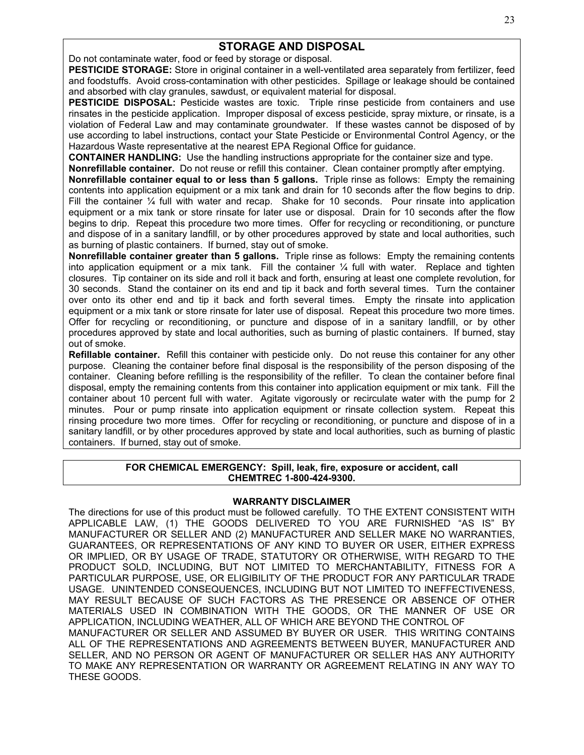## STORAGE AND DISPOSAL

Do not contaminate water, food or feed by storage or disposal.

**PESTICIDE STORAGE:** Store in original container in a well-ventilated area separately from fertilizer, feed and foodstuffs. Avoid cross-contamination with other pesticides. Spillage or leakage should be contained and absorbed with clay granules, sawdust, or equivalent material for disposal.

**PESTICIDE DISPOSAL:** Pesticide wastes are toxic. Triple rinse pesticide from containers and use rinsates in the pesticide application. Improper disposal of excess pesticide, spray mixture, or rinsate, is a violation of Federal Law and may contaminate groundwater. If these wastes cannot be disposed of by use according to label instructions, contact your State Pesticide or Environmental Control Agency, or the Hazardous Waste representative at the nearest EPA Regional Office for guidance.

**CONTAINER HANDLING:** Use the handling instructions appropriate for the container size and type.

**Nonrefillable container.** Do not reuse or refill this container. Clean container promptly after emptying.

**Nonrefillable container equal to or less than 5 gallons.** Triple rinse as follows: Empty the remaining contents into application equipment or a mix tank and drain for 10 seconds after the flow begins to drip. Fill the container ¼ full with water and recap. Shake for 10 seconds. Pour rinsate into application equipment or a mix tank or store rinsate for later use or disposal. Drain for 10 seconds after the flow begins to drip. Repeat this procedure two more times. Offer for recycling or reconditioning, or puncture and dispose of in a sanitary landfill, or by other procedures approved by state and local authorities, such as burning of plastic containers. If burned, stay out of smoke.

**Nonrefillable container greater than 5 gallons.** Triple rinse as follows: Empty the remaining contents into application equipment or a mix tank. Fill the container ¼ full with water. Replace and tighten closures. Tip container on its side and roll it back and forth, ensuring at least one complete revolution, for 30 seconds. Stand the container on its end and tip it back and forth several times. Turn the container over onto its other end and tip it back and forth several times. Empty the rinsate into application equipment or a mix tank or store rinsate for later use of disposal. Repeat this procedure two more times. Offer for recycling or reconditioning, or puncture and dispose of in a sanitary landfill, or by other procedures approved by state and local authorities, such as burning of plastic containers. If burned, stay out of smoke.

**Refillable container.** Refill this container with pesticide only. Do not reuse this container for any other purpose. Cleaning the container before final disposal is the responsibility of the person disposing of the container. Cleaning before refilling is the responsibility of the refiller. To clean the container before final disposal, empty the remaining contents from this container into application equipment or mix tank. Fill the container about 10 percent full with water. Agitate vigorously or recirculate water with the pump for 2 minutes. Pour or pump rinsate into application equipment or rinsate collection system. Repeat this rinsing procedure two more times. Offer for recycling or reconditioning, or puncture and dispose of in a sanitary landfill, or by other procedures approved by state and local authorities, such as burning of plastic containers. If burned, stay out of smoke.

**FOR CHEMICAL EMERGENCY: Spill, leak, fire, exposure or accident, call CHEMTREC 1-800-424-9300.**

### WARRANTY DISCLAIMER

The directions for use of this product must be followed carefully. TO THE EXTENT CONSISTENT WITH APPLICABLE LAW, (1) THE GOODS DELIVERED TO YOU ARE FURNISHED "AS IS" BY MANUFACTURER OR SELLER AND (2) MANUFACTURER AND SELLER MAKE NO WARRANTIES, GUARANTEES, OR REPRESENTATIONS OF ANY KIND TO BUYER OR USER, EITHER EXPRESS OR IMPLIED, OR BY USAGE OF TRADE, STATUTORY OR OTHERWISE, WITH REGARD TO THE PRODUCT SOLD, INCLUDING, BUT NOT LIMITED TO MERCHANTABILITY, FITNESS FOR A PARTICULAR PURPOSE, USE, OR ELIGIBILITY OF THE PRODUCT FOR ANY PARTICULAR TRADE USAGE. UNINTENDED CONSEQUENCES, INCLUDING BUT NOT LIMITED TO INEFFECTIVENESS, MAY RESULT BECAUSE OF SUCH FACTORS AS THE PRESENCE OR ABSENCE OF OTHER MATERIALS USED IN COMBINATION WITH THE GOODS, OR THE MANNER OF USE OR APPLICATION, INCLUDING WEATHER, ALL OF WHICH ARE BEYOND THE CONTROL OF MANUFACTURER OR SELLER AND ASSUMED BY BUYER OR USER. THIS WRITING CONTAINS ALL OF THE REPRESENTATIONS AND AGREEMENTS BETWEEN BUYER, MANUFACTURER AND SELLER, AND NO PERSON OR AGENT OF MANUFACTURER OR SELLER HAS ANY AUTHORITY TO MAKE ANY REPRESENTATION OR WARRANTY OR AGREEMENT RELATING IN ANY WAY TO THESE GOODS.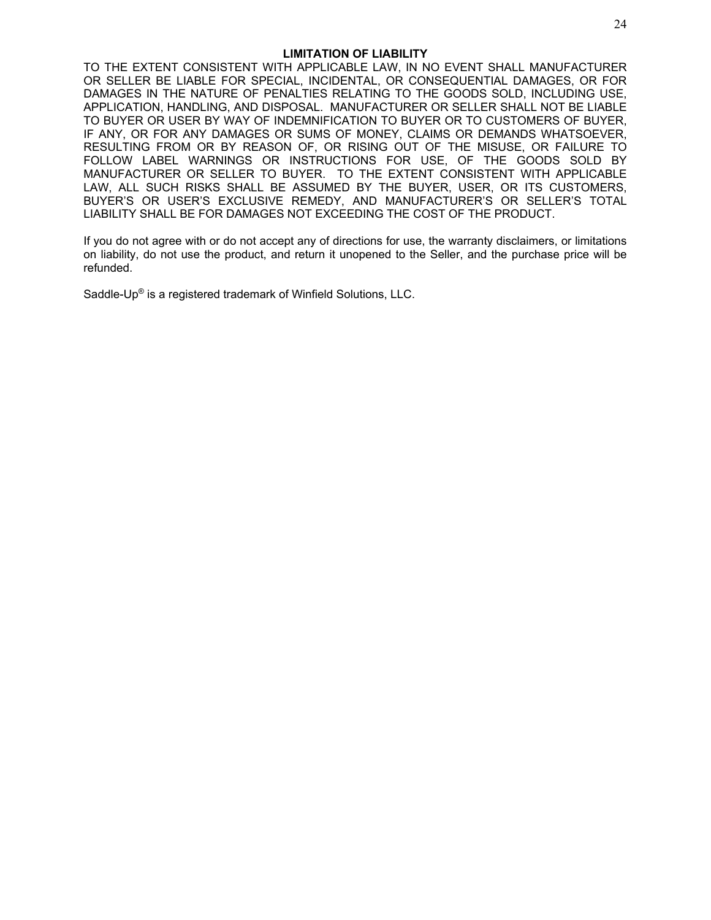## LIMITATION OF LIABILITY

TO THE EXTENT CONSISTENT WITH APPLICABLE LAW, IN NO EVENT SHALL MANUFACTURER OR SELLER BE LIABLE FOR SPECIAL, INCIDENTAL, OR CONSEQUENTIAL DAMAGES, OR FOR DAMAGES IN THE NATURE OF PENALTIES RELATING TO THE GOODS SOLD, INCLUDING USE, APPLICATION, HANDLING, AND DISPOSAL. MANUFACTURER OR SELLER SHALL NOT BE LIABLE TO BUYER OR USER BY WAY OF INDEMNIFICATION TO BUYER OR TO CUSTOMERS OF BUYER, IF ANY, OR FOR ANY DAMAGES OR SUMS OF MONEY, CLAIMS OR DEMANDS WHATSOEVER, RESULTING FROM OR BY REASON OF, OR RISING OUT OF THE MISUSE, OR FAILURE TO FOLLOW LABEL WARNINGS OR INSTRUCTIONS FOR USE, OF THE GOODS SOLD BY MANUFACTURER OR SELLER TO BUYER. TO THE EXTENT CONSISTENT WITH APPLICABLE LAW, ALL SUCH RISKS SHALL BE ASSUMED BY THE BUYER, USER, OR ITS CUSTOMERS, BUYER'S OR USER'S EXCLUSIVE REMEDY, AND MANUFACTURER'S OR SELLER'S TOTAL LIABILITY SHALL BE FOR DAMAGES NOT EXCEEDING THE COST OF THE PRODUCT.

If you do not agree with or do not accept any of directions for use, the warranty disclaimers, or limitations on liability, do not use the product, and return it unopened to the Seller, and the purchase price will be refunded.

Saddle-Up® is a registered trademark of Winfield Solutions, LLC.